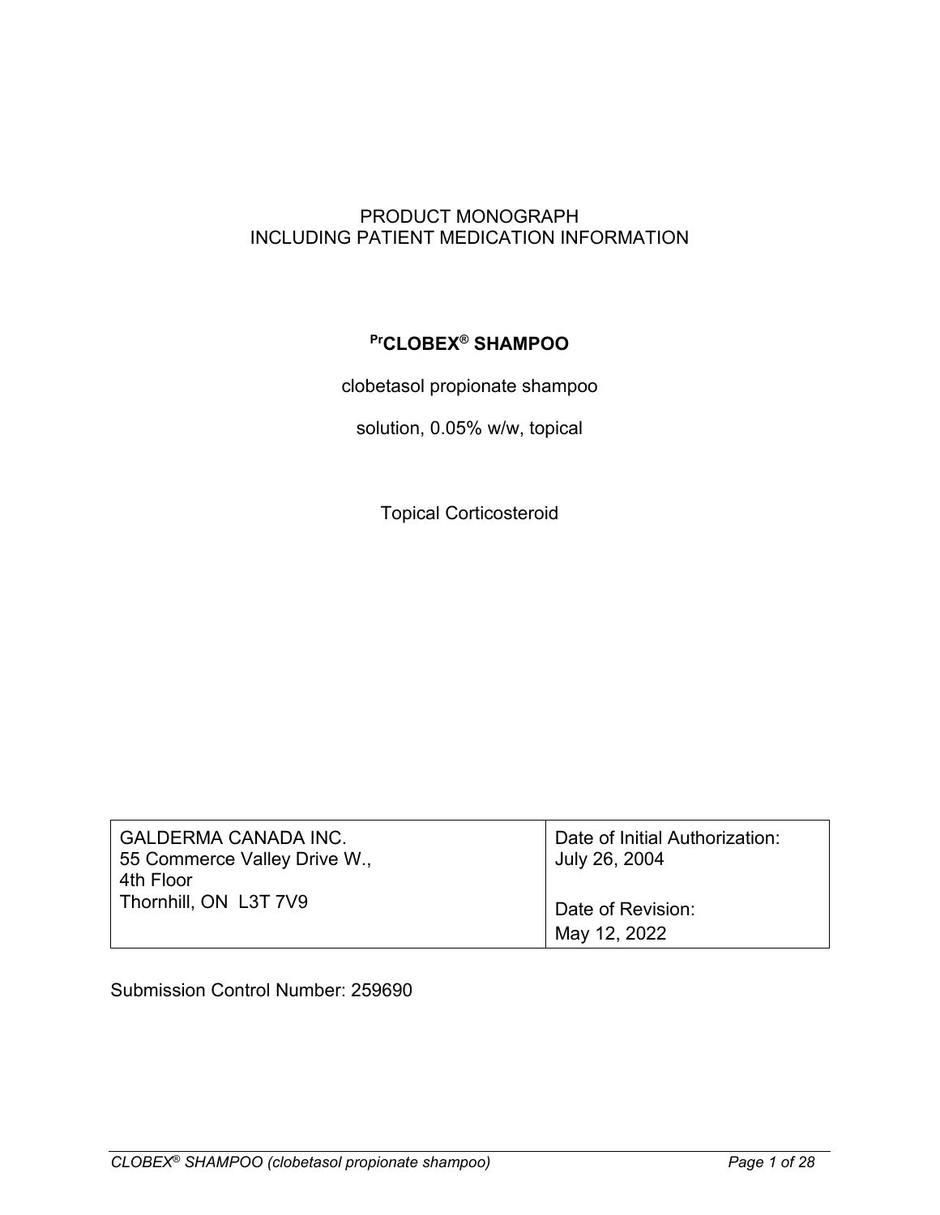PRODUCT MONOGRAPH
INCLUDING PATIENT MEDICATION INFORMATION

**PrCLOBEX® SHAMPOO**

clobetasol propionate shampoo

solution, 0.05% w/w, topical

Topical Corticosteroid

| GALDERMA CANADA INC.<br>55 Commerce Valley Drive W.,<br>4th Floor<br>Thornhill, ON L3T 7V9 | Date of Initial Authorization:<br>July 26, 2004<br><br>Date of Revision:<br>May 12, 2022 |
|---|---|

Submission Control Number: 259690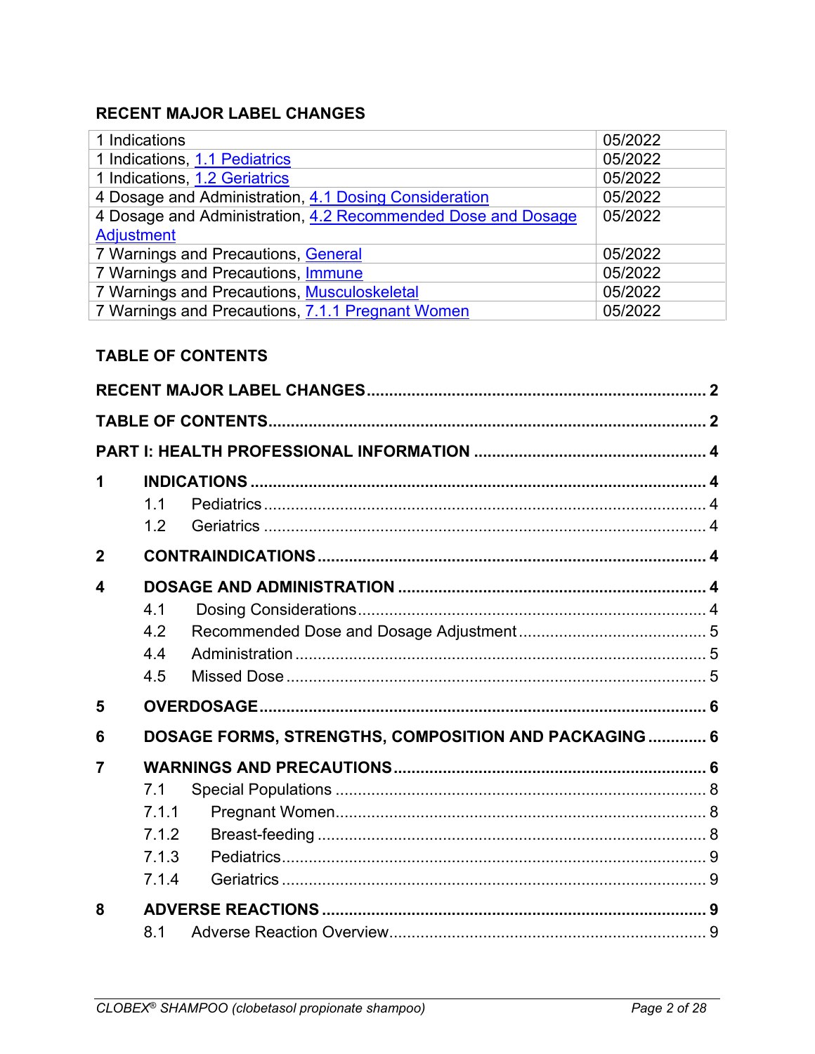## RECENT MAJOR LABEL CHANGES

| | |
|---|---|
| 1 Indications | 05/2022 |
| 1 Indications, 1.1 Pediatrics | 05/2022 |
| 1 Indications, 1.2 Geriatrics | 05/2022 |
| 4 Dosage and Administration, 4.1 Dosing Consideration | 05/2022 |
| 4 Dosage and Administration, 4.2 Recommended Dose and Dosage Adjustment | 05/2022 |
| 7 Warnings and Precautions, General | 05/2022 |
| 7 Warnings and Precautions, Immune | 05/2022 |
| 7 Warnings and Precautions, Musculoskeletal | 05/2022 |
| 7 Warnings and Precautions, 7.1.1 Pregnant Women | 05/2022 |

## TABLE OF CONTENTS

**RECENT MAJOR LABEL CHANGES** ........ **2**

**TABLE OF CONTENTS** ........ **2**

**PART I: HEALTH PROFESSIONAL INFORMATION** ........ **4**

**1 INDICATIONS** ........ **4**
- 1.1 Pediatrics ........ 4
- 1.2 Geriatrics ........ 4

**2 CONTRAINDICATIONS** ........ **4**

**4 DOSAGE AND ADMINISTRATION** ........ **4**
- 4.1 Dosing Considerations ........ 4
- 4.2 Recommended Dose and Dosage Adjustment ........ 5
- 4.4 Administration ........ 5
- 4.5 Missed Dose ........ 5

**5 OVERDOSAGE** ........ **6**

**6 DOSAGE FORMS, STRENGTHS, COMPOSITION AND PACKAGING** ........ **6**

**7 WARNINGS AND PRECAUTIONS** ........ **6**
- 7.1 Special Populations ........ 8
  - 7.1.1 Pregnant Women ........ 8
  - 7.1.2 Breast-feeding ........ 8
  - 7.1.3 Pediatrics ........ 9
  - 7.1.4 Geriatrics ........ 9

**8 ADVERSE REACTIONS** ........ **9**
- 8.1 Adverse Reaction Overview ........ 9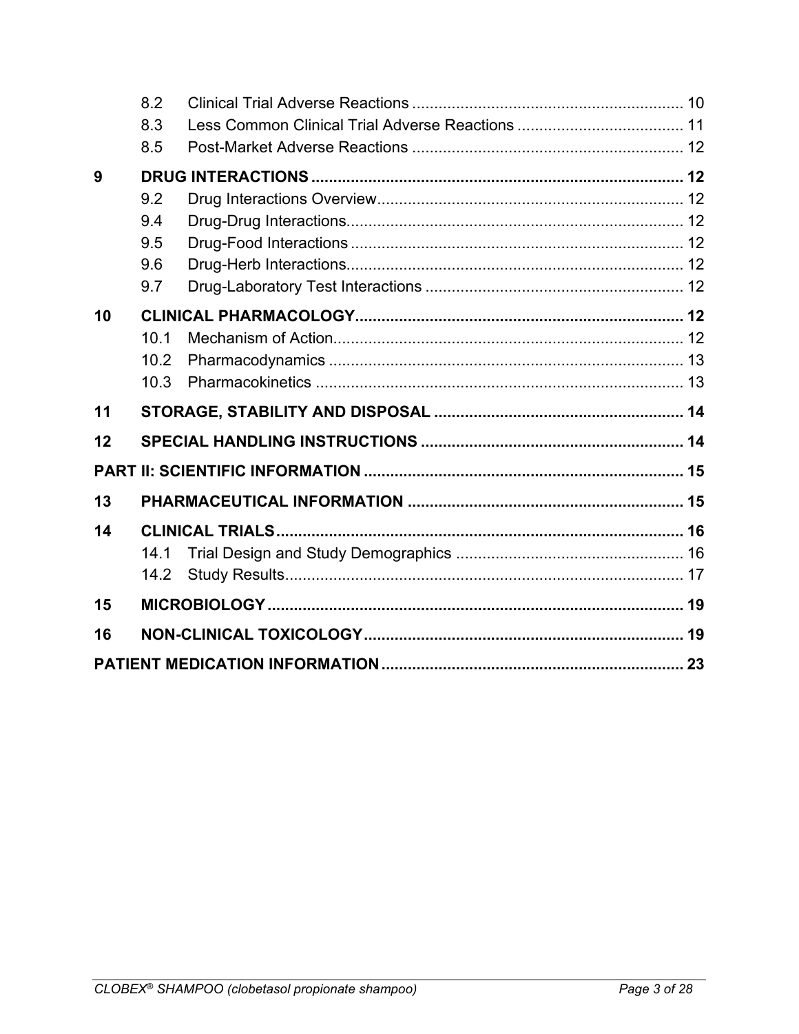| | | |
|---|---|---|
| 8.2 | Clinical Trial Adverse Reactions | 10 |
| 8.3 | Less Common Clinical Trial Adverse Reactions | 11 |
| 8.5 | Post-Market Adverse Reactions | 12 |
| **9** | **DRUG INTERACTIONS** | **12** |
| 9.2 | Drug Interactions Overview | 12 |
| 9.4 | Drug-Drug Interactions | 12 |
| 9.5 | Drug-Food Interactions | 12 |
| 9.6 | Drug-Herb Interactions | 12 |
| 9.7 | Drug-Laboratory Test Interactions | 12 |
| **10** | **CLINICAL PHARMACOLOGY** | **12** |
| 10.1 | Mechanism of Action | 12 |
| 10.2 | Pharmacodynamics | 13 |
| 10.3 | Pharmacokinetics | 13 |
| **11** | **STORAGE, STABILITY AND DISPOSAL** | **14** |
| **12** | **SPECIAL HANDLING INSTRUCTIONS** | **14** |
| **PART II: SCIENTIFIC INFORMATION** | | **15** |
| **13** | **PHARMACEUTICAL INFORMATION** | **15** |
| **14** | **CLINICAL TRIALS** | **16** |
| 14.1 | Trial Design and Study Demographics | 16 |
| 14.2 | Study Results | 17 |
| **15** | **MICROBIOLOGY** | **19** |
| **16** | **NON-CLINICAL TOXICOLOGY** | **19** |
| **PATIENT MEDICATION INFORMATION** | | **23** |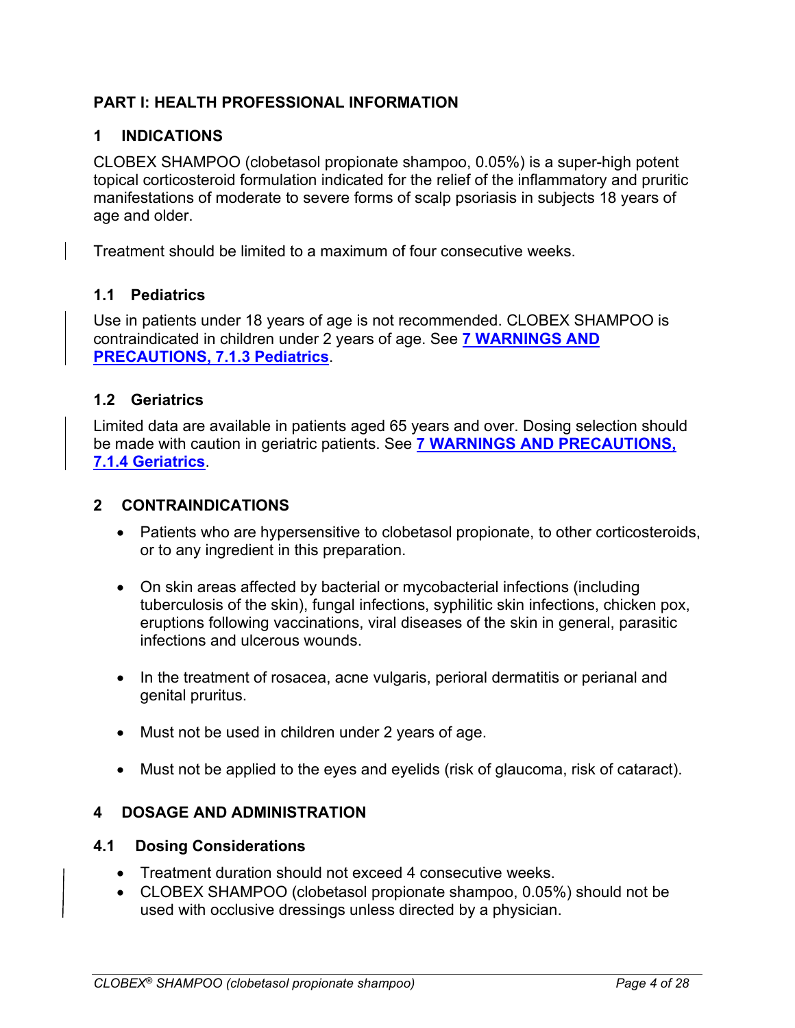# PART I: HEALTH PROFESSIONAL INFORMATION

## 1 INDICATIONS

CLOBEX SHAMPOO (clobetasol propionate shampoo, 0.05%) is a super-high potent topical corticosteroid formulation indicated for the relief of the inflammatory and pruritic manifestations of moderate to severe forms of scalp psoriasis in subjects 18 years of age and older.

Treatment should be limited to a maximum of four consecutive weeks.

### 1.1 Pediatrics

Use in patients under 18 years of age is not recommended. CLOBEX SHAMPOO is contraindicated in children under 2 years of age. See **7 WARNINGS AND PRECAUTIONS, 7.1.3 Pediatrics**.

### 1.2 Geriatrics

Limited data are available in patients aged 65 years and over. Dosing selection should be made with caution in geriatric patients. See **7 WARNINGS AND PRECAUTIONS, 7.1.4 Geriatrics**.

## 2 CONTRAINDICATIONS

- Patients who are hypersensitive to clobetasol propionate, to other corticosteroids, or to any ingredient in this preparation.
- On skin areas affected by bacterial or mycobacterial infections (including tuberculosis of the skin), fungal infections, syphilitic skin infections, chicken pox, eruptions following vaccinations, viral diseases of the skin in general, parasitic infections and ulcerous wounds.
- In the treatment of rosacea, acne vulgaris, perioral dermatitis or perianal and genital pruritus.
- Must not be used in children under 2 years of age.
- Must not be applied to the eyes and eyelids (risk of glaucoma, risk of cataract).

## 4 DOSAGE AND ADMINISTRATION

### 4.1 Dosing Considerations

- Treatment duration should not exceed 4 consecutive weeks.
- CLOBEX SHAMPOO (clobetasol propionate shampoo, 0.05%) should not be used with occlusive dressings unless directed by a physician.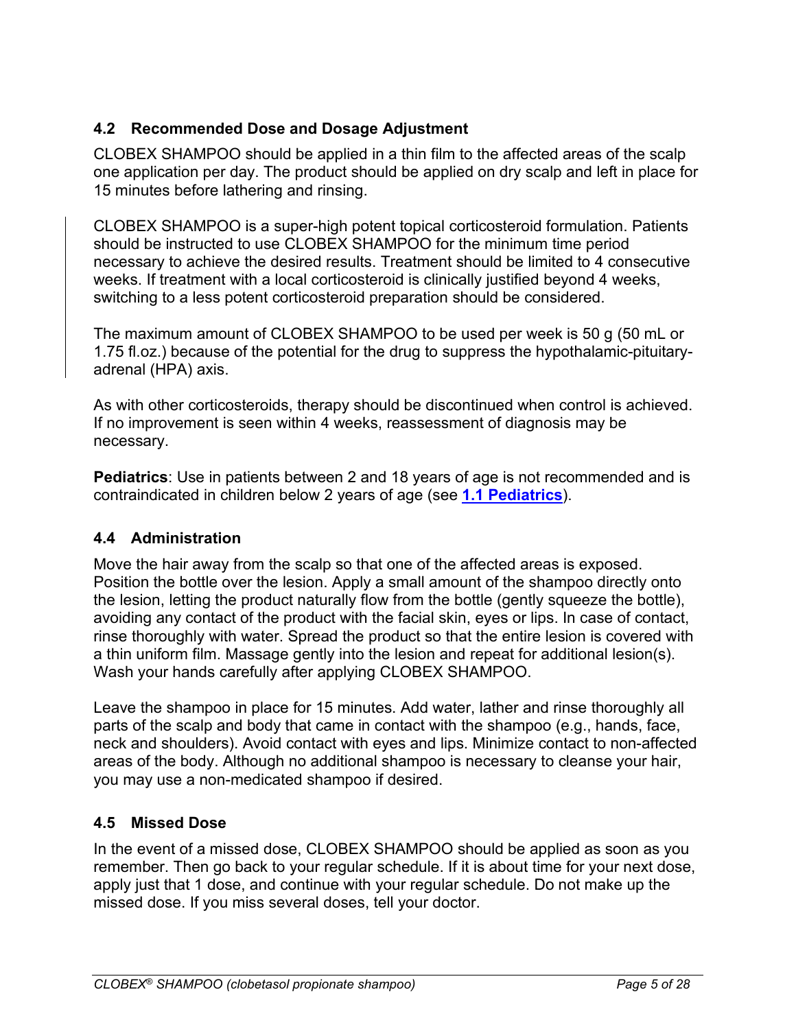### 4.2 Recommended Dose and Dosage Adjustment

CLOBEX SHAMPOO should be applied in a thin film to the affected areas of the scalp one application per day. The product should be applied on dry scalp and left in place for 15 minutes before lathering and rinsing.

CLOBEX SHAMPOO is a super-high potent topical corticosteroid formulation. Patients should be instructed to use CLOBEX SHAMPOO for the minimum time period necessary to achieve the desired results. Treatment should be limited to 4 consecutive weeks. If treatment with a local corticosteroid is clinically justified beyond 4 weeks, switching to a less potent corticosteroid preparation should be considered.

The maximum amount of CLOBEX SHAMPOO to be used per week is 50 g (50 mL or 1.75 fl.oz.) because of the potential for the drug to suppress the hypothalamic-pituitary-adrenal (HPA) axis.

As with other corticosteroids, therapy should be discontinued when control is achieved. If no improvement is seen within 4 weeks, reassessment of diagnosis may be necessary.

**Pediatrics**: Use in patients between 2 and 18 years of age is not recommended and is contraindicated in children below 2 years of age (see **1.1 Pediatrics**).

### 4.4 Administration

Move the hair away from the scalp so that one of the affected areas is exposed. Position the bottle over the lesion. Apply a small amount of the shampoo directly onto the lesion, letting the product naturally flow from the bottle (gently squeeze the bottle), avoiding any contact of the product with the facial skin, eyes or lips. In case of contact, rinse thoroughly with water. Spread the product so that the entire lesion is covered with a thin uniform film. Massage gently into the lesion and repeat for additional lesion(s). Wash your hands carefully after applying CLOBEX SHAMPOO.

Leave the shampoo in place for 15 minutes. Add water, lather and rinse thoroughly all parts of the scalp and body that came in contact with the shampoo (e.g., hands, face, neck and shoulders). Avoid contact with eyes and lips. Minimize contact to non-affected areas of the body. Although no additional shampoo is necessary to cleanse your hair, you may use a non-medicated shampoo if desired.

### 4.5 Missed Dose

In the event of a missed dose, CLOBEX SHAMPOO should be applied as soon as you remember. Then go back to your regular schedule. If it is about time for your next dose, apply just that 1 dose, and continue with your regular schedule. Do not make up the missed dose. If you miss several doses, tell your doctor.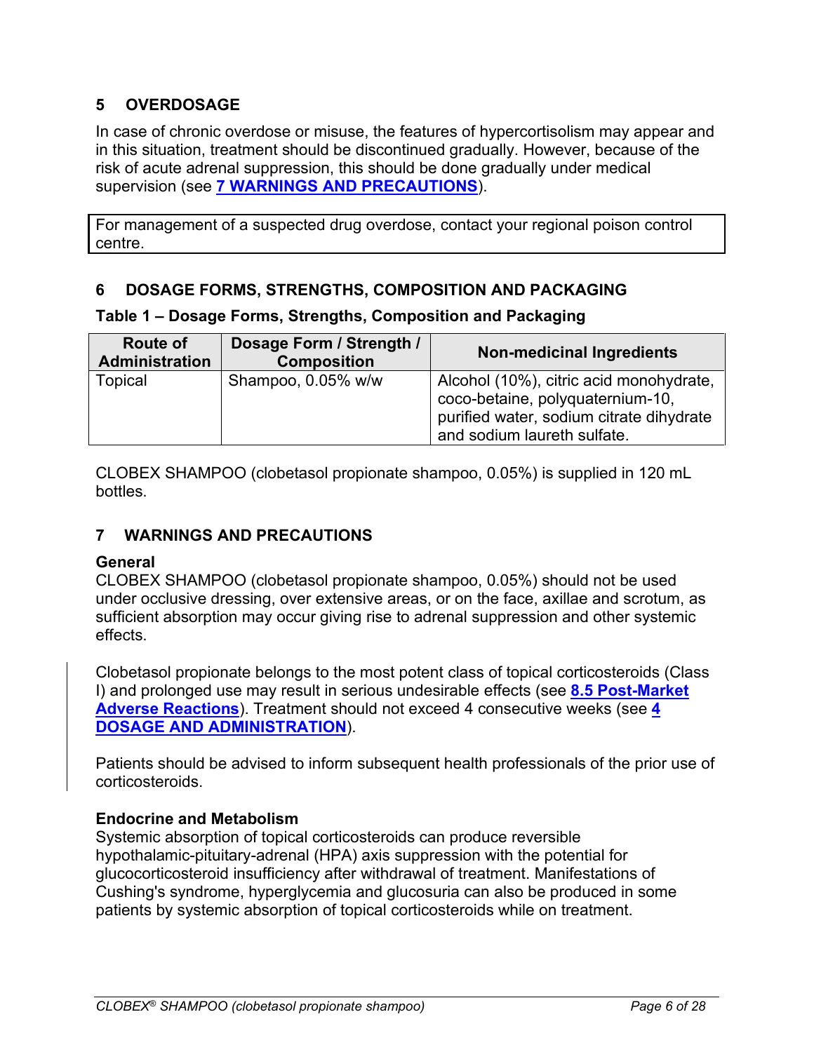## 5 OVERDOSAGE

In case of chronic overdose or misuse, the features of hypercortisolism may appear and in this situation, treatment should be discontinued gradually. However, because of the risk of acute adrenal suppression, this should be done gradually under medical supervision (see **7 WARNINGS AND PRECAUTIONS**).

For management of a suspected drug overdose, contact your regional poison control centre.

## 6 DOSAGE FORMS, STRENGTHS, COMPOSITION AND PACKAGING

**Table 1 – Dosage Forms, Strengths, Composition and Packaging**

| Route of Administration | Dosage Form / Strength / Composition | Non-medicinal Ingredients |
|---|---|---|
| Topical | Shampoo, 0.05% w/w | Alcohol (10%), citric acid monohydrate, coco-betaine, polyquaternium-10, purified water, sodium citrate dihydrate and sodium laureth sulfate. |

CLOBEX SHAMPOO (clobetasol propionate shampoo, 0.05%) is supplied in 120 mL bottles.

## 7 WARNINGS AND PRECAUTIONS

**General**

CLOBEX SHAMPOO (clobetasol propionate shampoo, 0.05%) should not be used under occlusive dressing, over extensive areas, or on the face, axillae and scrotum, as sufficient absorption may occur giving rise to adrenal suppression and other systemic effects.

Clobetasol propionate belongs to the most potent class of topical corticosteroids (Class I) and prolonged use may result in serious undesirable effects (see **8.5 Post-Market Adverse Reactions**). Treatment should not exceed 4 consecutive weeks (see **4 DOSAGE AND ADMINISTRATION**).

Patients should be advised to inform subsequent health professionals of the prior use of corticosteroids.

**Endocrine and Metabolism**

Systemic absorption of topical corticosteroids can produce reversible hypothalamic-pituitary-adrenal (HPA) axis suppression with the potential for glucocorticosteroid insufficiency after withdrawal of treatment. Manifestations of Cushing's syndrome, hyperglycemia and glucosuria can also be produced in some patients by systemic absorption of topical corticosteroids while on treatment.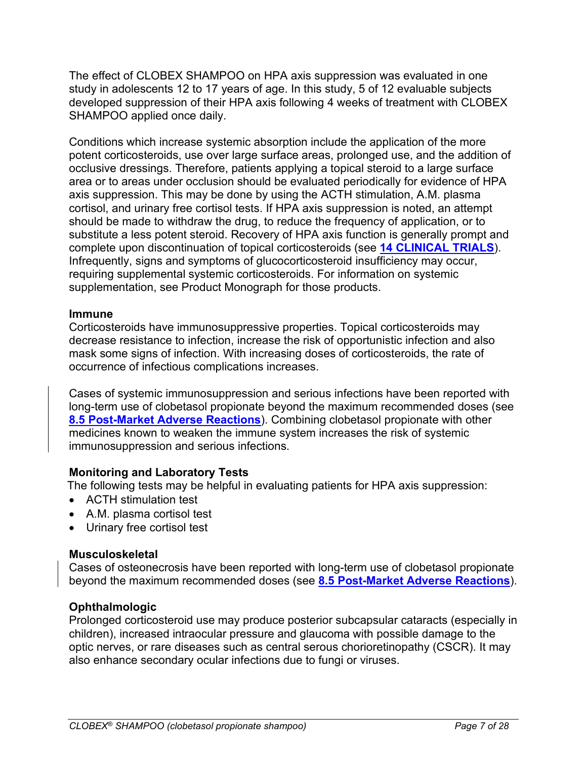The effect of CLOBEX SHAMPOO on HPA axis suppression was evaluated in one study in adolescents 12 to 17 years of age. In this study, 5 of 12 evaluable subjects developed suppression of their HPA axis following 4 weeks of treatment with CLOBEX SHAMPOO applied once daily.

Conditions which increase systemic absorption include the application of the more potent corticosteroids, use over large surface areas, prolonged use, and the addition of occlusive dressings. Therefore, patients applying a topical steroid to a large surface area or to areas under occlusion should be evaluated periodically for evidence of HPA axis suppression. This may be done by using the ACTH stimulation, A.M. plasma cortisol, and urinary free cortisol tests. If HPA axis suppression is noted, an attempt should be made to withdraw the drug, to reduce the frequency of application, or to substitute a less potent steroid. Recovery of HPA axis function is generally prompt and complete upon discontinuation of topical corticosteroids (see **14 CLINICAL TRIALS**). Infrequently, signs and symptoms of glucocorticosteroid insufficiency may occur, requiring supplemental systemic corticosteroids. For information on systemic supplementation, see Product Monograph for those products.

**Immune**

Corticosteroids have immunosuppressive properties. Topical corticosteroids may decrease resistance to infection, increase the risk of opportunistic infection and also mask some signs of infection. With increasing doses of corticosteroids, the rate of occurrence of infectious complications increases.

Cases of systemic immunosuppression and serious infections have been reported with long-term use of clobetasol propionate beyond the maximum recommended doses (see **8.5 Post-Market Adverse Reactions**). Combining clobetasol propionate with other medicines known to weaken the immune system increases the risk of systemic immunosuppression and serious infections.

**Monitoring and Laboratory Tests**

The following tests may be helpful in evaluating patients for HPA axis suppression:

- ACTH stimulation test
- A.M. plasma cortisol test
- Urinary free cortisol test

**Musculoskeletal**

Cases of osteonecrosis have been reported with long-term use of clobetasol propionate beyond the maximum recommended doses (see **8.5 Post-Market Adverse Reactions**).

**Ophthalmologic**

Prolonged corticosteroid use may produce posterior subcapsular cataracts (especially in children), increased intraocular pressure and glaucoma with possible damage to the optic nerves, or rare diseases such as central serous chorioretinopathy (CSCR). It may also enhance secondary ocular infections due to fungi or viruses.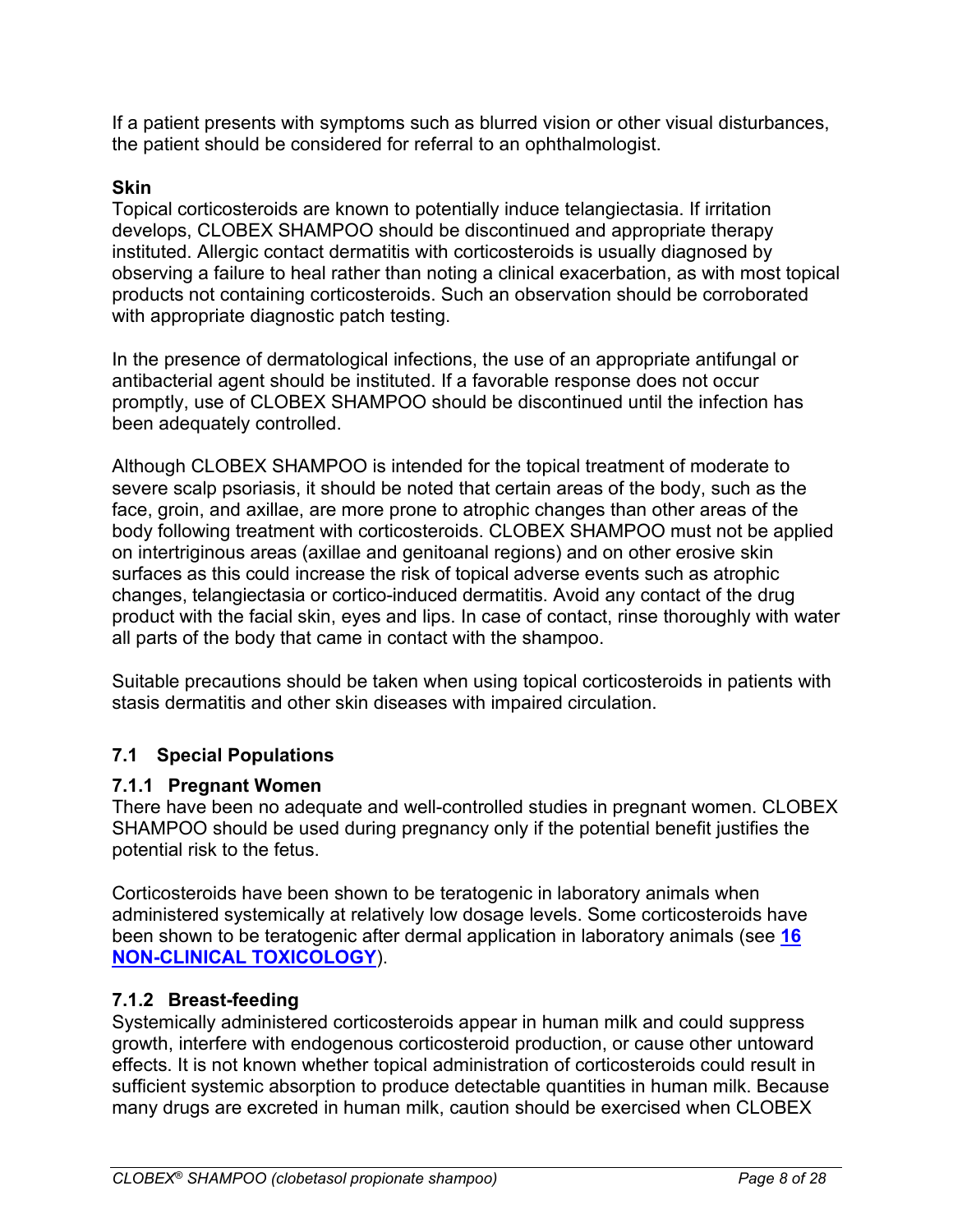If a patient presents with symptoms such as blurred vision or other visual disturbances, the patient should be considered for referral to an ophthalmologist.

**Skin**

Topical corticosteroids are known to potentially induce telangiectasia. If irritation develops, CLOBEX SHAMPOO should be discontinued and appropriate therapy instituted. Allergic contact dermatitis with corticosteroids is usually diagnosed by observing a failure to heal rather than noting a clinical exacerbation, as with most topical products not containing corticosteroids. Such an observation should be corroborated with appropriate diagnostic patch testing.

In the presence of dermatological infections, the use of an appropriate antifungal or antibacterial agent should be instituted. If a favorable response does not occur promptly, use of CLOBEX SHAMPOO should be discontinued until the infection has been adequately controlled.

Although CLOBEX SHAMPOO is intended for the topical treatment of moderate to severe scalp psoriasis, it should be noted that certain areas of the body, such as the face, groin, and axillae, are more prone to atrophic changes than other areas of the body following treatment with corticosteroids. CLOBEX SHAMPOO must not be applied on intertriginous areas (axillae and genitoanal regions) and on other erosive skin surfaces as this could increase the risk of topical adverse events such as atrophic changes, telangiectasia or cortico-induced dermatitis. Avoid any contact of the drug product with the facial skin, eyes and lips. In case of contact, rinse thoroughly with water all parts of the body that came in contact with the shampoo.

Suitable precautions should be taken when using topical corticosteroids in patients with stasis dermatitis and other skin diseases with impaired circulation.

## 7.1 Special Populations

### 7.1.1 Pregnant Women

There have been no adequate and well-controlled studies in pregnant women. CLOBEX SHAMPOO should be used during pregnancy only if the potential benefit justifies the potential risk to the fetus.

Corticosteroids have been shown to be teratogenic in laboratory animals when administered systemically at relatively low dosage levels. Some corticosteroids have been shown to be teratogenic after dermal application in laboratory animals (see **16 NON-CLINICAL TOXICOLOGY**).

### 7.1.2 Breast-feeding

Systemically administered corticosteroids appear in human milk and could suppress growth, interfere with endogenous corticosteroid production, or cause other untoward effects. It is not known whether topical administration of corticosteroids could result in sufficient systemic absorption to produce detectable quantities in human milk. Because many drugs are excreted in human milk, caution should be exercised when CLOBEX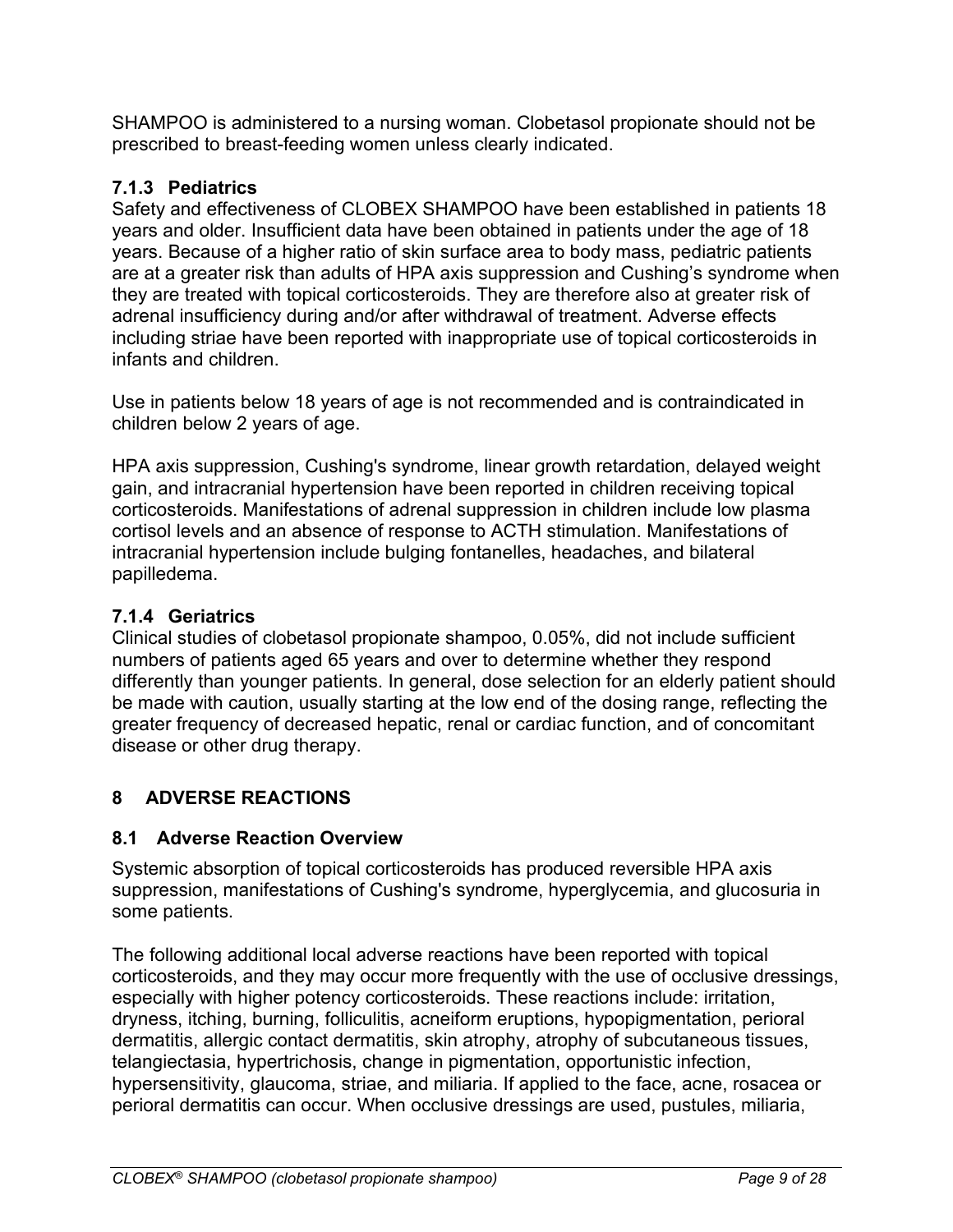SHAMPOO is administered to a nursing woman. Clobetasol propionate should not be prescribed to breast-feeding women unless clearly indicated.

### 7.1.3 Pediatrics

Safety and effectiveness of CLOBEX SHAMPOO have been established in patients 18 years and older. Insufficient data have been obtained in patients under the age of 18 years. Because of a higher ratio of skin surface area to body mass, pediatric patients are at a greater risk than adults of HPA axis suppression and Cushing's syndrome when they are treated with topical corticosteroids. They are therefore also at greater risk of adrenal insufficiency during and/or after withdrawal of treatment. Adverse effects including striae have been reported with inappropriate use of topical corticosteroids in infants and children.

Use in patients below 18 years of age is not recommended and is contraindicated in children below 2 years of age.

HPA axis suppression, Cushing's syndrome, linear growth retardation, delayed weight gain, and intracranial hypertension have been reported in children receiving topical corticosteroids. Manifestations of adrenal suppression in children include low plasma cortisol levels and an absence of response to ACTH stimulation. Manifestations of intracranial hypertension include bulging fontanelles, headaches, and bilateral papilledema.

### 7.1.4 Geriatrics

Clinical studies of clobetasol propionate shampoo, 0.05%, did not include sufficient numbers of patients aged 65 years and over to determine whether they respond differently than younger patients. In general, dose selection for an elderly patient should be made with caution, usually starting at the low end of the dosing range, reflecting the greater frequency of decreased hepatic, renal or cardiac function, and of concomitant disease or other drug therapy.

# 8 ADVERSE REACTIONS

## 8.1 Adverse Reaction Overview

Systemic absorption of topical corticosteroids has produced reversible HPA axis suppression, manifestations of Cushing's syndrome, hyperglycemia, and glucosuria in some patients.

The following additional local adverse reactions have been reported with topical corticosteroids, and they may occur more frequently with the use of occlusive dressings, especially with higher potency corticosteroids. These reactions include: irritation, dryness, itching, burning, folliculitis, acneiform eruptions, hypopigmentation, perioral dermatitis, allergic contact dermatitis, skin atrophy, atrophy of subcutaneous tissues, telangiectasia, hypertrichosis, change in pigmentation, opportunistic infection, hypersensitivity, glaucoma, striae, and miliaria. If applied to the face, acne, rosacea or perioral dermatitis can occur. When occlusive dressings are used, pustules, miliaria,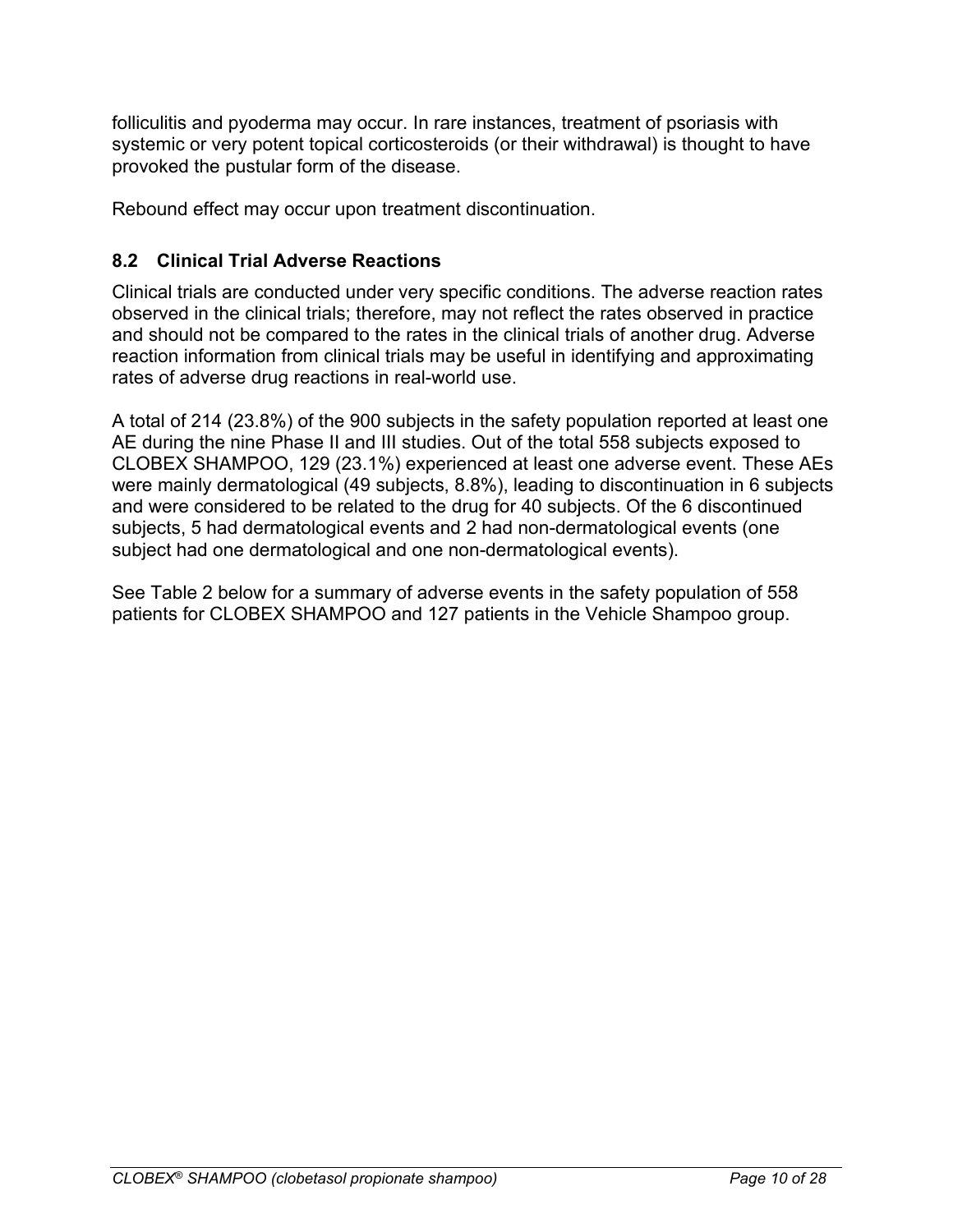folliculitis and pyoderma may occur. In rare instances, treatment of psoriasis with systemic or very potent topical corticosteroids (or their withdrawal) is thought to have provoked the pustular form of the disease.

Rebound effect may occur upon treatment discontinuation.

## 8.2 Clinical Trial Adverse Reactions

Clinical trials are conducted under very specific conditions. The adverse reaction rates observed in the clinical trials; therefore, may not reflect the rates observed in practice and should not be compared to the rates in the clinical trials of another drug. Adverse reaction information from clinical trials may be useful in identifying and approximating rates of adverse drug reactions in real-world use.

A total of 214 (23.8%) of the 900 subjects in the safety population reported at least one AE during the nine Phase II and III studies. Out of the total 558 subjects exposed to CLOBEX SHAMPOO, 129 (23.1%) experienced at least one adverse event. These AEs were mainly dermatological (49 subjects, 8.8%), leading to discontinuation in 6 subjects and were considered to be related to the drug for 40 subjects. Of the 6 discontinued subjects, 5 had dermatological events and 2 had non-dermatological events (one subject had one dermatological and one non-dermatological events).

See Table 2 below for a summary of adverse events in the safety population of 558 patients for CLOBEX SHAMPOO and 127 patients in the Vehicle Shampoo group.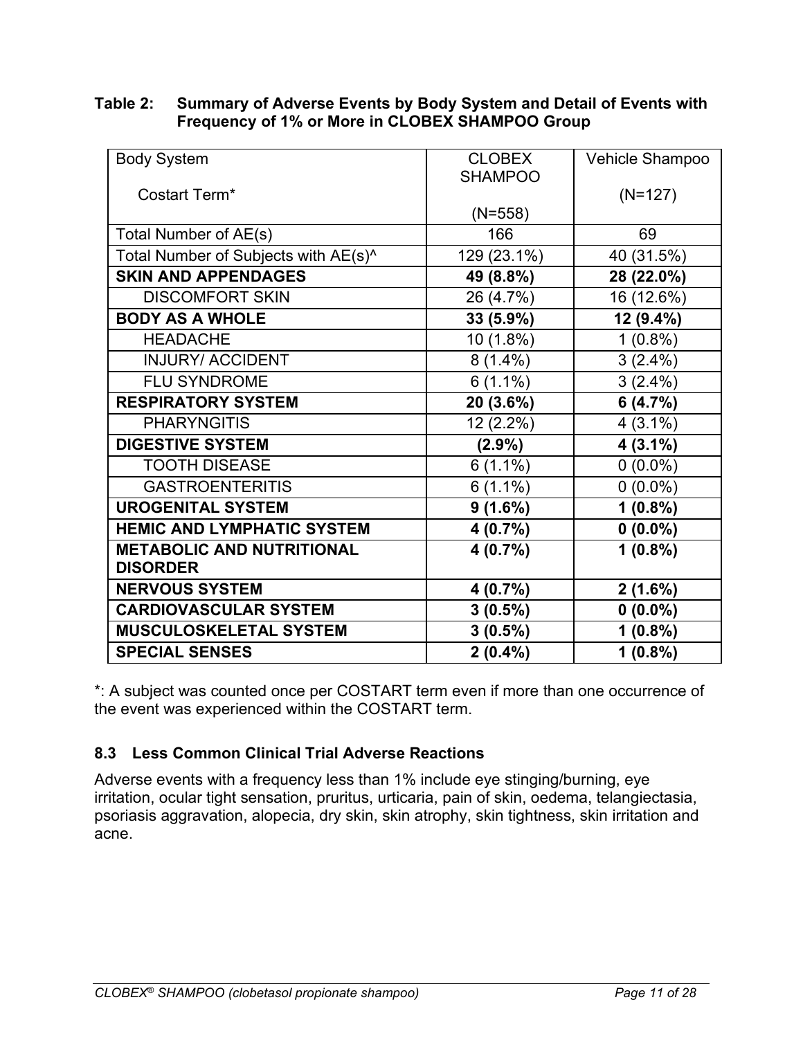**Table 2: Summary of Adverse Events by Body System and Detail of Events with Frequency of 1% or More in CLOBEX SHAMPOO Group**

| Body System<br><br>Costart Term* | CLOBEX SHAMPOO<br><br>(N=558) | Vehicle Shampoo<br><br>(N=127) |
|---|---|---|
| Total Number of AE(s) | 166 | 69 |
| Total Number of Subjects with AE(s)^ | 129 (23.1%) | 40 (31.5%) |
| **SKIN AND APPENDAGES** | **49 (8.8%)** | **28 (22.0%)** |
| DISCOMFORT SKIN | 26 (4.7%) | 16 (12.6%) |
| **BODY AS A WHOLE** | **33 (5.9%)** | **12 (9.4%)** |
| HEADACHE | 10 (1.8%) | 1 (0.8%) |
| INJURY/ ACCIDENT | 8 (1.4%) | 3 (2.4%) |
| FLU SYNDROME | 6 (1.1%) | 3 (2.4%) |
| **RESPIRATORY SYSTEM** | **20 (3.6%)** | **6 (4.7%)** |
| PHARYNGITIS | 12 (2.2%) | 4 (3.1%) |
| **DIGESTIVE SYSTEM** | **(2.9%)** | **4 (3.1%)** |
| TOOTH DISEASE | 6 (1.1%) | 0 (0.0%) |
| GASTROENTERITIS | 6 (1.1%) | 0 (0.0%) |
| **UROGENITAL SYSTEM** | **9 (1.6%)** | **1 (0.8%)** |
| **HEMIC AND LYMPHATIC SYSTEM** | **4 (0.7%)** | **0 (0.0%)** |
| **METABOLIC AND NUTRITIONAL DISORDER** | **4 (0.7%)** | **1 (0.8%)** |
| **NERVOUS SYSTEM** | **4 (0.7%)** | **2 (1.6%)** |
| **CARDIOVASCULAR SYSTEM** | **3 (0.5%)** | **0 (0.0%)** |
| **MUSCULOSKELETAL SYSTEM** | **3 (0.5%)** | **1 (0.8%)** |
| **SPECIAL SENSES** | **2 (0.4%)** | **1 (0.8%)** |

*: A subject was counted once per COSTART term even if more than one occurrence of the event was experienced within the COSTART term.

### 8.3 Less Common Clinical Trial Adverse Reactions

Adverse events with a frequency less than 1% include eye stinging/burning, eye irritation, ocular tight sensation, pruritus, urticaria, pain of skin, oedema, telangiectasia, psoriasis aggravation, alopecia, dry skin, skin atrophy, skin tightness, skin irritation and acne.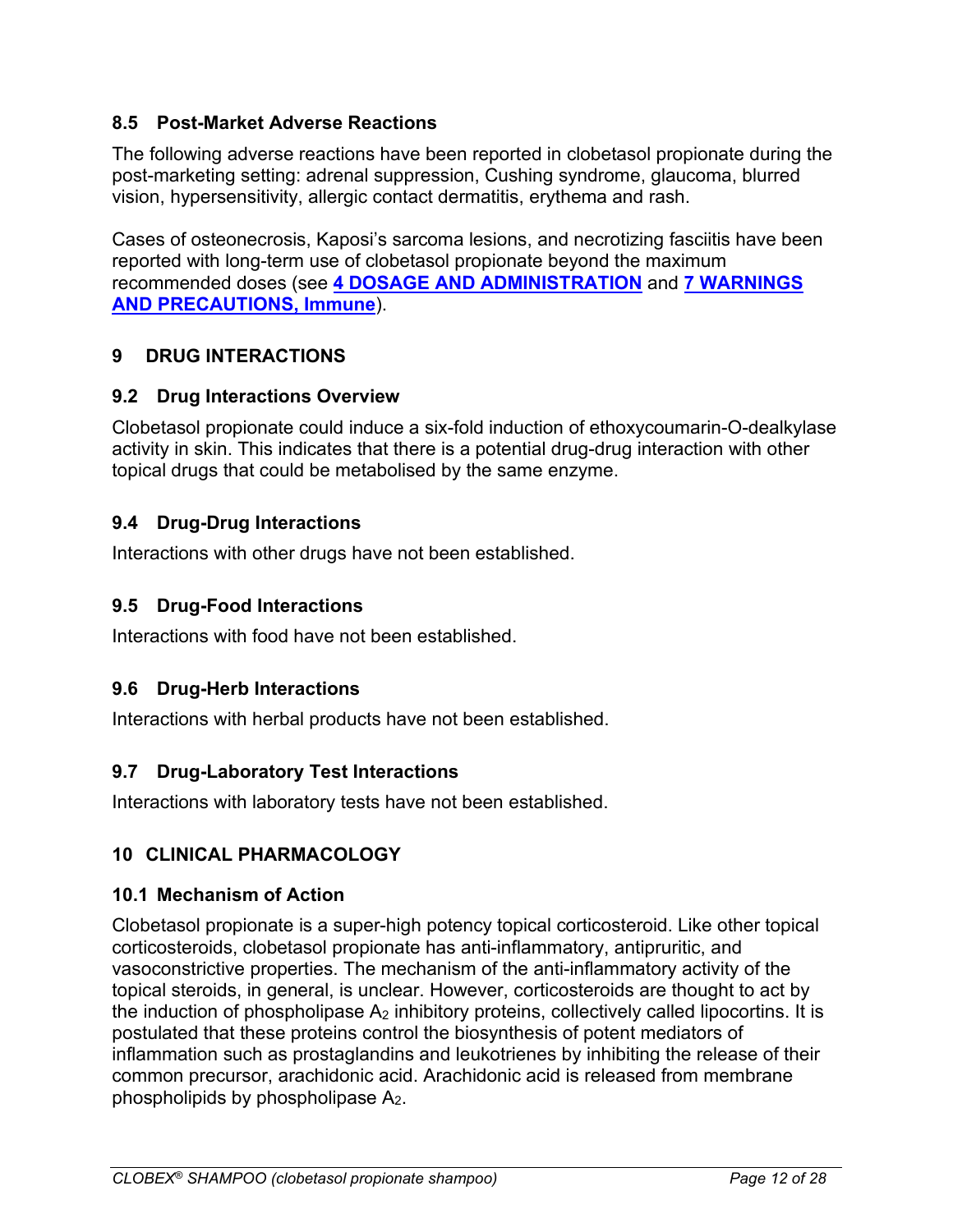### 8.5 Post-Market Adverse Reactions

The following adverse reactions have been reported in clobetasol propionate during the post-marketing setting: adrenal suppression, Cushing syndrome, glaucoma, blurred vision, hypersensitivity, allergic contact dermatitis, erythema and rash.

Cases of osteonecrosis, Kaposi's sarcoma lesions, and necrotizing fasciitis have been reported with long-term use of clobetasol propionate beyond the maximum recommended doses (see **4 DOSAGE AND ADMINISTRATION** and **7 WARNINGS AND PRECAUTIONS, Immune**).

## 9 DRUG INTERACTIONS

### 9.2 Drug Interactions Overview

Clobetasol propionate could induce a six-fold induction of ethoxycoumarin-O-dealkylase activity in skin. This indicates that there is a potential drug-drug interaction with other topical drugs that could be metabolised by the same enzyme.

### 9.4 Drug-Drug Interactions

Interactions with other drugs have not been established.

### 9.5 Drug-Food Interactions

Interactions with food have not been established.

### 9.6 Drug-Herb Interactions

Interactions with herbal products have not been established.

### 9.7 Drug-Laboratory Test Interactions

Interactions with laboratory tests have not been established.

## 10 CLINICAL PHARMACOLOGY

### 10.1 Mechanism of Action

Clobetasol propionate is a super-high potency topical corticosteroid. Like other topical corticosteroids, clobetasol propionate has anti-inflammatory, antipruritic, and vasoconstrictive properties. The mechanism of the anti-inflammatory activity of the topical steroids, in general, is unclear. However, corticosteroids are thought to act by the induction of phospholipase $A_2$ inhibitory proteins, collectively called lipocortins. It is postulated that these proteins control the biosynthesis of potent mediators of inflammation such as prostaglandins and leukotrienes by inhibiting the release of their common precursor, arachidonic acid. Arachidonic acid is released from membrane phospholipids by phospholipase $A_2$.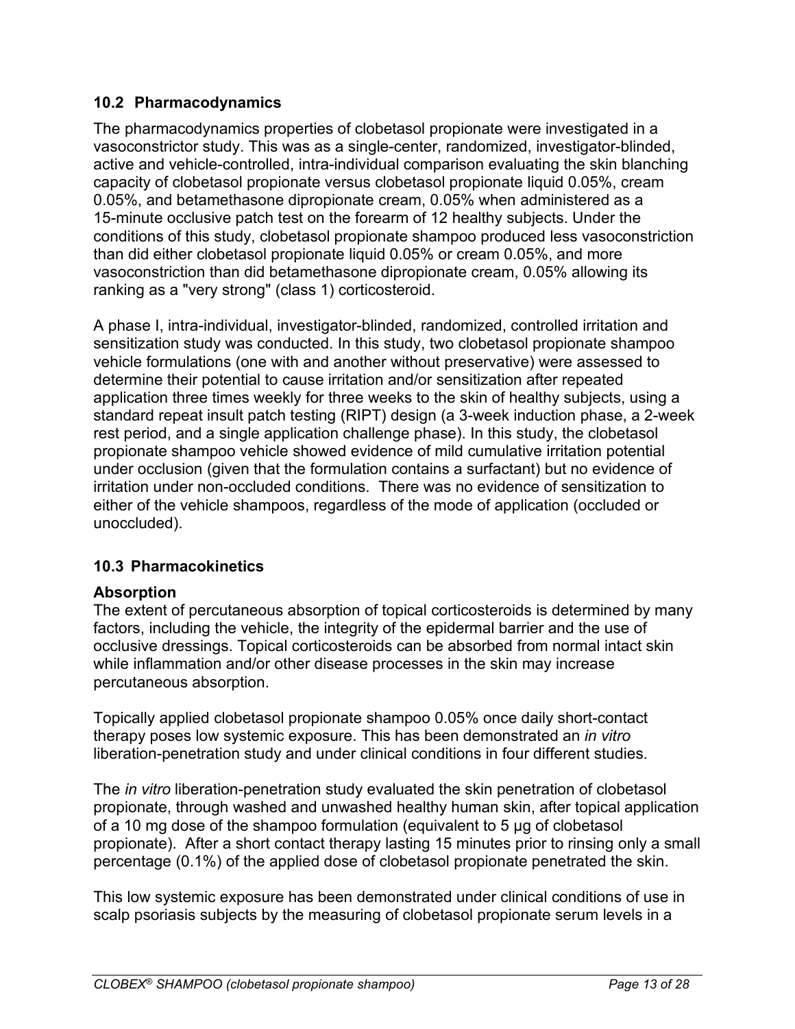### 10.2 Pharmacodynamics

The pharmacodynamics properties of clobetasol propionate were investigated in a vasoconstrictor study. This was as a single-center, randomized, investigator-blinded, active and vehicle-controlled, intra-individual comparison evaluating the skin blanching capacity of clobetasol propionate versus clobetasol propionate liquid 0.05%, cream 0.05%, and betamethasone dipropionate cream, 0.05% when administered as a 15-minute occlusive patch test on the forearm of 12 healthy subjects. Under the conditions of this study, clobetasol propionate shampoo produced less vasoconstriction than did either clobetasol propionate liquid 0.05% or cream 0.05%, and more vasoconstriction than did betamethasone dipropionate cream, 0.05% allowing its ranking as a "very strong" (class 1) corticosteroid.

A phase I, intra-individual, investigator-blinded, randomized, controlled irritation and sensitization study was conducted. In this study, two clobetasol propionate shampoo vehicle formulations (one with and another without preservative) were assessed to determine their potential to cause irritation and/or sensitization after repeated application three times weekly for three weeks to the skin of healthy subjects, using a standard repeat insult patch testing (RIPT) design (a 3-week induction phase, a 2-week rest period, and a single application challenge phase). In this study, the clobetasol propionate shampoo vehicle showed evidence of mild cumulative irritation potential under occlusion (given that the formulation contains a surfactant) but no evidence of irritation under non-occluded conditions. There was no evidence of sensitization to either of the vehicle shampoos, regardless of the mode of application (occluded or unoccluded).

### 10.3 Pharmacokinetics

**Absorption**

The extent of percutaneous absorption of topical corticosteroids is determined by many factors, including the vehicle, the integrity of the epidermal barrier and the use of occlusive dressings. Topical corticosteroids can be absorbed from normal intact skin while inflammation and/or other disease processes in the skin may increase percutaneous absorption.

Topically applied clobetasol propionate shampoo 0.05% once daily short-contact therapy poses low systemic exposure. This has been demonstrated an *in vitro* liberation-penetration study and under clinical conditions in four different studies.

The *in vitro* liberation-penetration study evaluated the skin penetration of clobetasol propionate, through washed and unwashed healthy human skin, after topical application of a 10 mg dose of the shampoo formulation (equivalent to 5 µg of clobetasol propionate). After a short contact therapy lasting 15 minutes prior to rinsing only a small percentage (0.1%) of the applied dose of clobetasol propionate penetrated the skin.

This low systemic exposure has been demonstrated under clinical conditions of use in scalp psoriasis subjects by the measuring of clobetasol propionate serum levels in a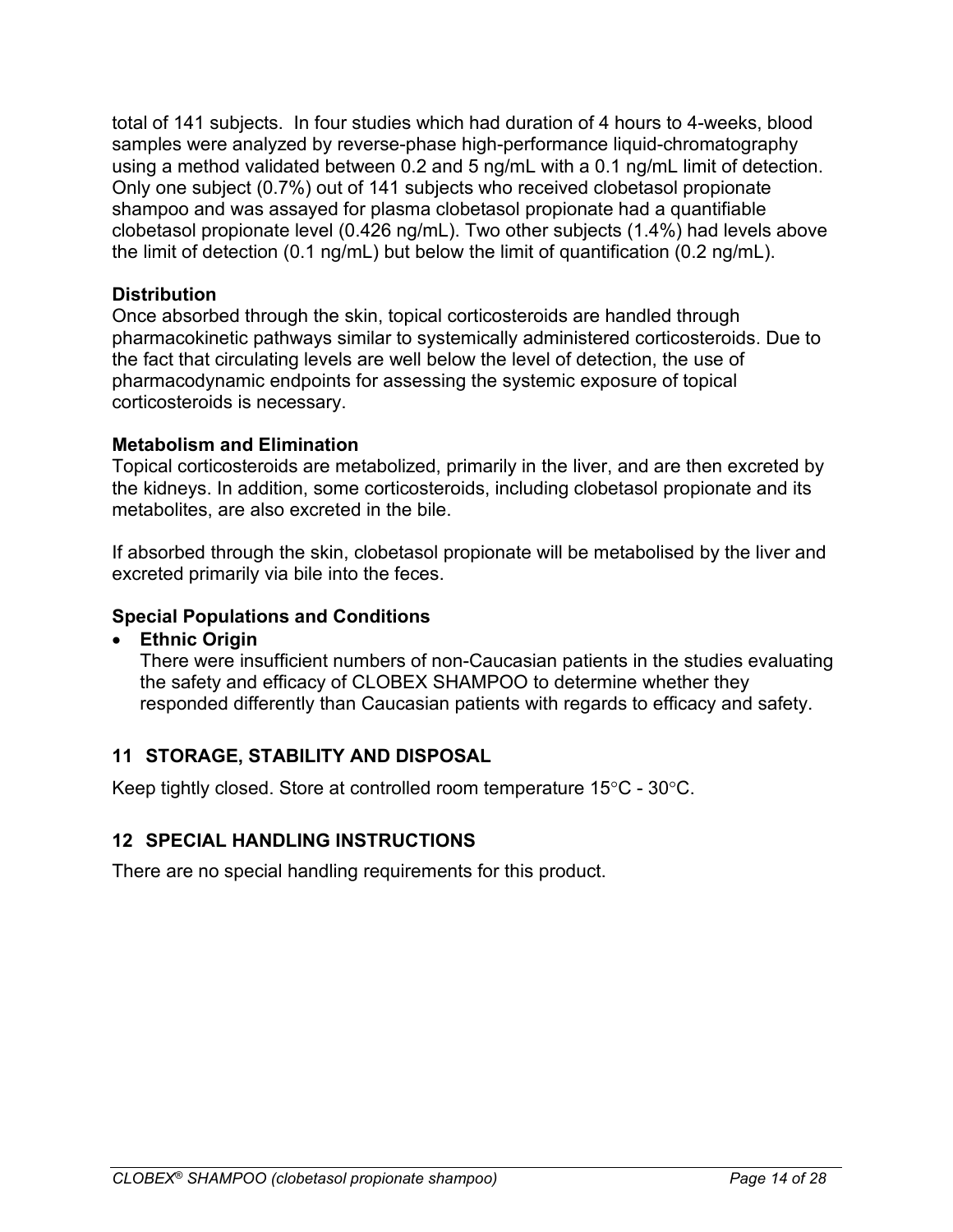total of 141 subjects. In four studies which had duration of 4 hours to 4-weeks, blood samples were analyzed by reverse-phase high-performance liquid-chromatography using a method validated between 0.2 and 5 ng/mL with a 0.1 ng/mL limit of detection. Only one subject (0.7%) out of 141 subjects who received clobetasol propionate shampoo and was assayed for plasma clobetasol propionate had a quantifiable clobetasol propionate level (0.426 ng/mL). Two other subjects (1.4%) had levels above the limit of detection (0.1 ng/mL) but below the limit of quantification (0.2 ng/mL).

**Distribution**

Once absorbed through the skin, topical corticosteroids are handled through pharmacokinetic pathways similar to systemically administered corticosteroids. Due to the fact that circulating levels are well below the level of detection, the use of pharmacodynamic endpoints for assessing the systemic exposure of topical corticosteroids is necessary.

**Metabolism and Elimination**

Topical corticosteroids are metabolized, primarily in the liver, and are then excreted by the kidneys. In addition, some corticosteroids, including clobetasol propionate and its metabolites, are also excreted in the bile.

If absorbed through the skin, clobetasol propionate will be metabolised by the liver and excreted primarily via bile into the feces.

**Special Populations and Conditions**

- **Ethnic Origin**
  There were insufficient numbers of non-Caucasian patients in the studies evaluating the safety and efficacy of CLOBEX SHAMPOO to determine whether they responded differently than Caucasian patients with regards to efficacy and safety.

## 11 STORAGE, STABILITY AND DISPOSAL

Keep tightly closed. Store at controlled room temperature 15°C - 30°C.

## 12 SPECIAL HANDLING INSTRUCTIONS

There are no special handling requirements for this product.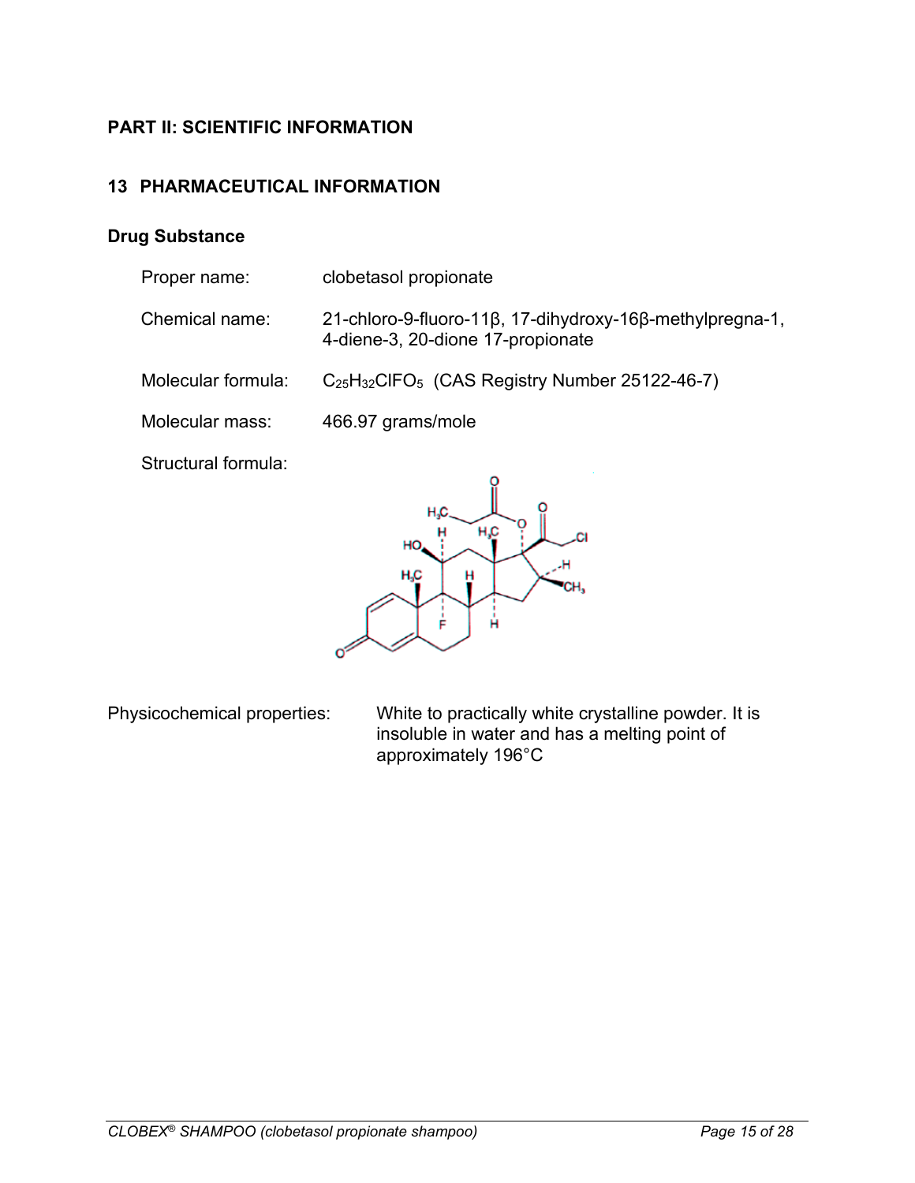## PART II: SCIENTIFIC INFORMATION

## 13 PHARMACEUTICAL INFORMATION

### Drug Substance

Proper name: clobetasol propionate

Chemical name: 21-chloro-9-fluoro-11β, 17-dihydroxy-16β-methylpregna-1, 4-diene-3, 20-dione 17-propionate

Molecular formula: $C_{25}H_{32}ClFO_5$ (CAS Registry Number 25122-46-7)

Molecular mass: 466.97 grams/mole

Structural formula:

Physicochemical properties: White to practically white crystalline powder. It is insoluble in water and has a melting point of approximately 196°C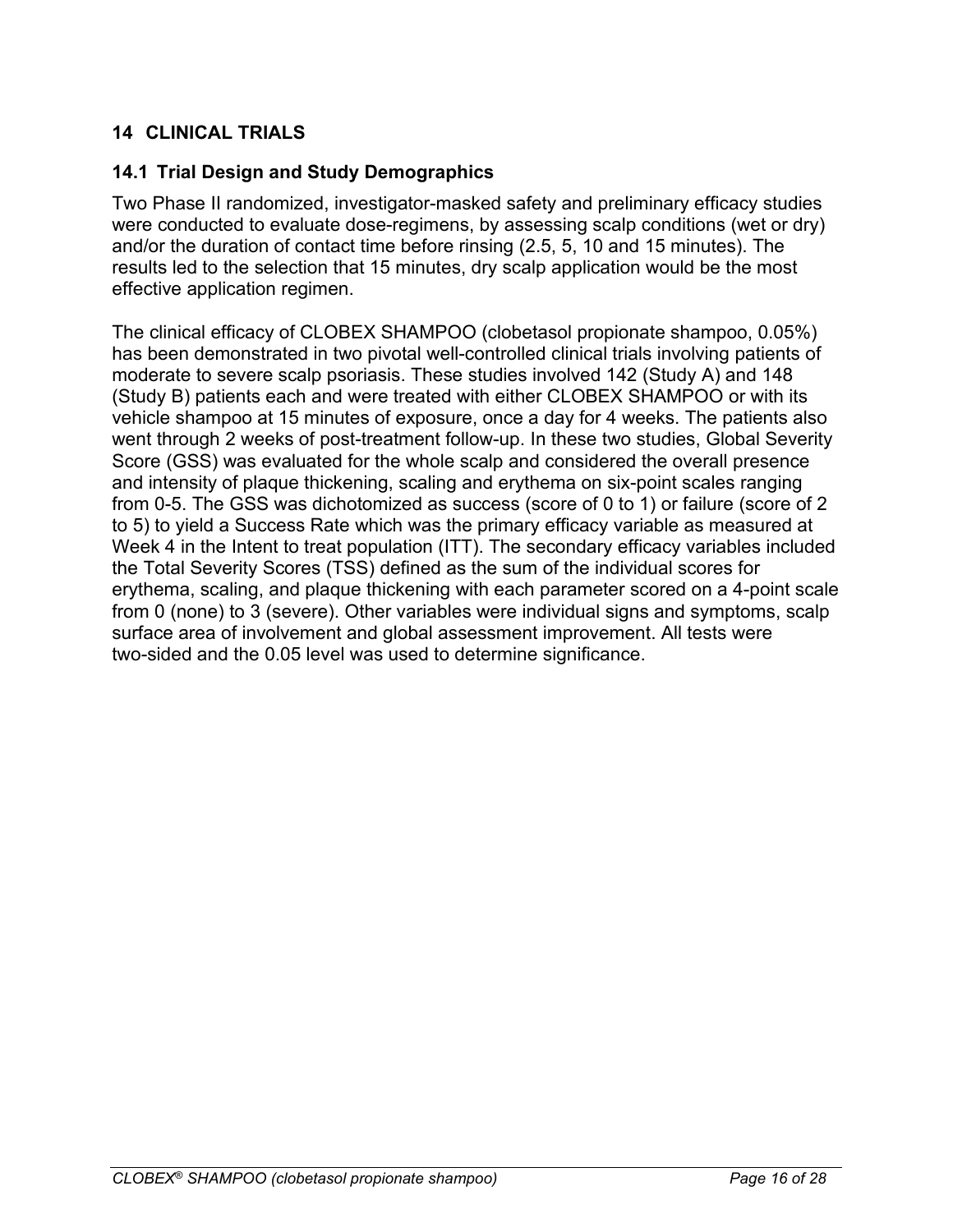## 14 CLINICAL TRIALS

### 14.1 Trial Design and Study Demographics

Two Phase II randomized, investigator-masked safety and preliminary efficacy studies were conducted to evaluate dose-regimens, by assessing scalp conditions (wet or dry) and/or the duration of contact time before rinsing (2.5, 5, 10 and 15 minutes). The results led to the selection that 15 minutes, dry scalp application would be the most effective application regimen.

The clinical efficacy of CLOBEX SHAMPOO (clobetasol propionate shampoo, 0.05%) has been demonstrated in two pivotal well-controlled clinical trials involving patients of moderate to severe scalp psoriasis. These studies involved 142 (Study A) and 148 (Study B) patients each and were treated with either CLOBEX SHAMPOO or with its vehicle shampoo at 15 minutes of exposure, once a day for 4 weeks. The patients also went through 2 weeks of post-treatment follow-up. In these two studies, Global Severity Score (GSS) was evaluated for the whole scalp and considered the overall presence and intensity of plaque thickening, scaling and erythema on six-point scales ranging from 0-5. The GSS was dichotomized as success (score of 0 to 1) or failure (score of 2 to 5) to yield a Success Rate which was the primary efficacy variable as measured at Week 4 in the Intent to treat population (ITT). The secondary efficacy variables included the Total Severity Scores (TSS) defined as the sum of the individual scores for erythema, scaling, and plaque thickening with each parameter scored on a 4-point scale from 0 (none) to 3 (severe). Other variables were individual signs and symptoms, scalp surface area of involvement and global assessment improvement. All tests were two-sided and the 0.05 level was used to determine significance.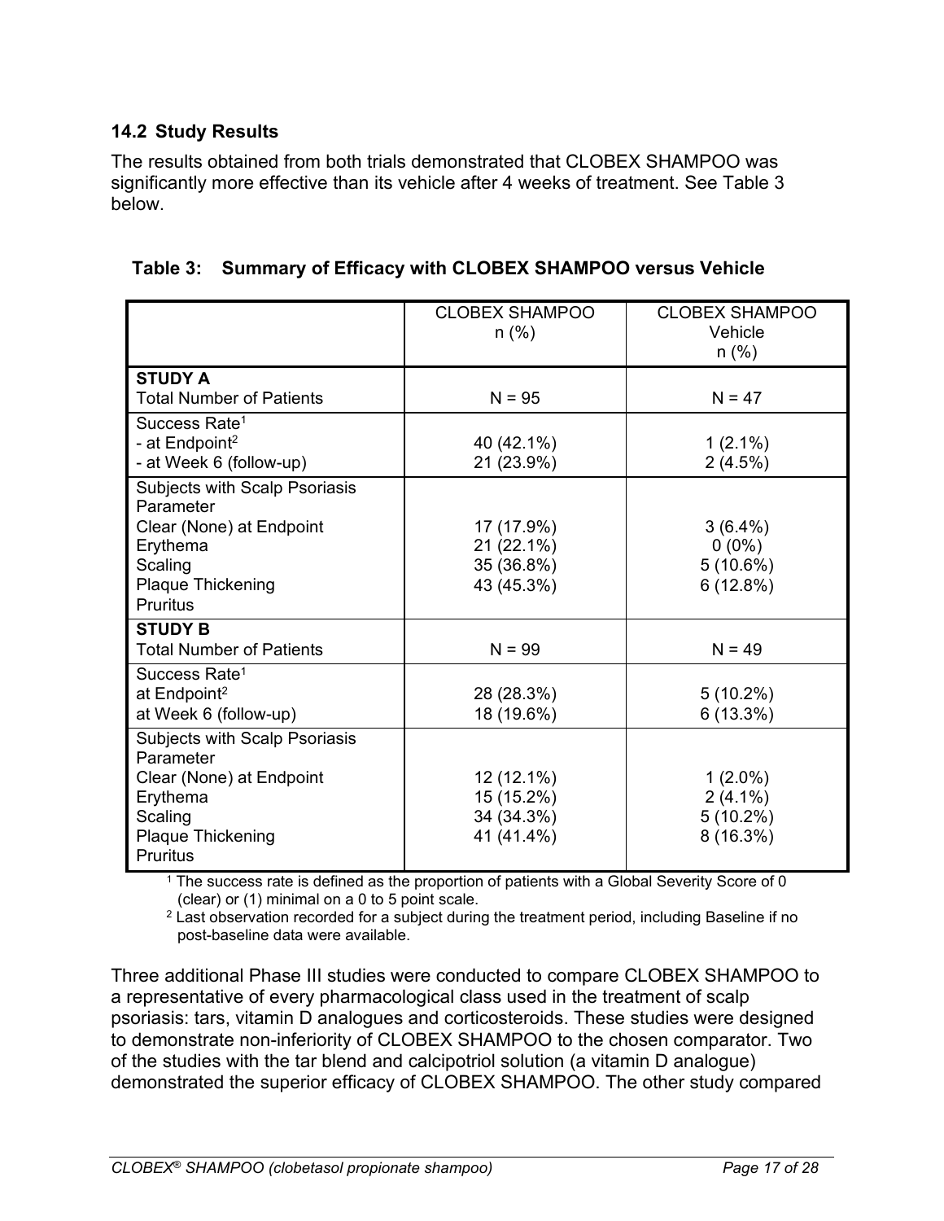### 14.2 Study Results

The results obtained from both trials demonstrated that CLOBEX SHAMPOO was significantly more effective than its vehicle after 4 weeks of treatment. See Table 3 below.

**Table 3: Summary of Efficacy with CLOBEX SHAMPOO versus Vehicle**

| | CLOBEX SHAMPOO n (%) | CLOBEX SHAMPOO Vehicle n (%) |
|---|---|---|
| **STUDY A** Total Number of Patients | N = 95 | N = 47 |
| Success Rate[1] | | |
| - at Endpoint[2] | 40 (42.1%) | 1 (2.1%) |
| - at Week 6 (follow-up) | 21 (23.9%) | 2 (4.5%) |
| Subjects with Scalp Psoriasis Parameter Clear (None) at Endpoint | | |
| Erythema | 17 (17.9%) | 3 (6.4%) |
| Scaling | 21 (22.1%) | 0 (0%) |
| Plaque Thickening | 35 (36.8%) | 5 (10.6%) |
| Pruritus | 43 (45.3%) | 6 (12.8%) |
| **STUDY B** Total Number of Patients | N = 99 | N = 49 |
| Success Rate[1] | | |
| at Endpoint[2] | 28 (28.3%) | 5 (10.2%) |
| at Week 6 (follow-up) | 18 (19.6%) | 6 (13.3%) |
| Subjects with Scalp Psoriasis Parameter Clear (None) at Endpoint | | |
| Erythema | 12 (12.1%) | 1 (2.0%) |
| Scaling | 15 (15.2%) | 2 (4.1%) |
| Plaque Thickening | 34 (34.3%) | 5 (10.2%) |
| Pruritus | 41 (41.4%) | 8 (16.3%) |

[1] The success rate is defined as the proportion of patients with a Global Severity Score of 0 (clear) or (1) minimal on a 0 to 5 point scale.

[2] Last observation recorded for a subject during the treatment period, including Baseline if no post-baseline data were available.

Three additional Phase III studies were conducted to compare CLOBEX SHAMPOO to a representative of every pharmacological class used in the treatment of scalp psoriasis: tars, vitamin D analogues and corticosteroids. These studies were designed to demonstrate non-inferiority of CLOBEX SHAMPOO to the chosen comparator. Two of the studies with the tar blend and calcipotriol solution (a vitamin D analogue) demonstrated the superior efficacy of CLOBEX SHAMPOO. The other study compared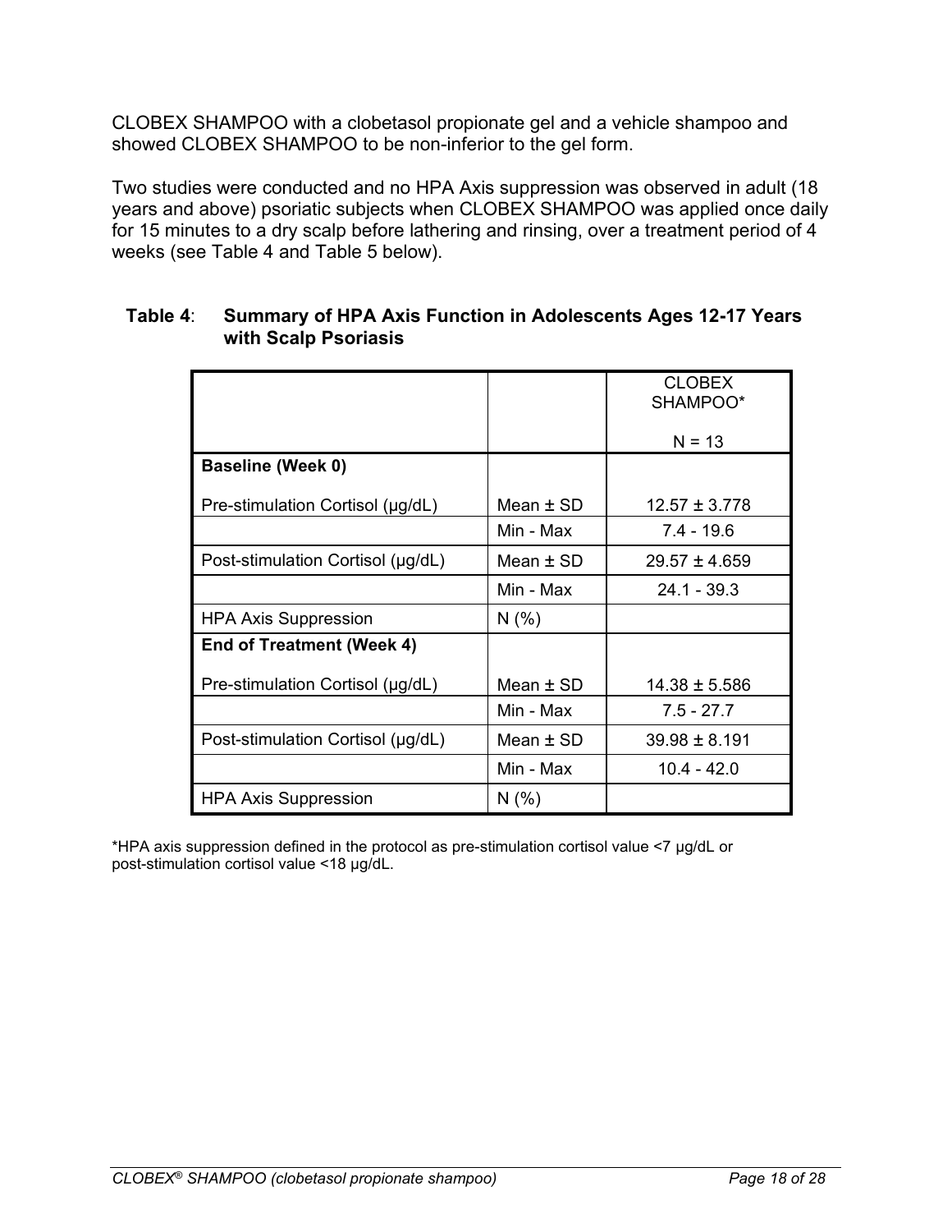CLOBEX SHAMPOO with a clobetasol propionate gel and a vehicle shampoo and showed CLOBEX SHAMPOO to be non-inferior to the gel form.

Two studies were conducted and no HPA Axis suppression was observed in adult (18 years and above) psoriatic subjects when CLOBEX SHAMPOO was applied once daily for 15 minutes to a dry scalp before lathering and rinsing, over a treatment period of 4 weeks (see Table 4 and Table 5 below).

**Table 4**: **Summary of HPA Axis Function in Adolescents Ages 12-17 Years with Scalp Psoriasis**

| | | CLOBEX SHAMPOO* N = 13 |
|---|---|---|
| **Baseline (Week 0)** | | |
| Pre-stimulation Cortisol (µg/dL) | Mean ± SD | 12.57 ± 3.778 |
| | Min - Max | 7.4 - 19.6 |
| Post-stimulation Cortisol (µg/dL) | Mean ± SD | 29.57 ± 4.659 |
| | Min - Max | 24.1 - 39.3 |
| HPA Axis Suppression | N (%) | |
| **End of Treatment (Week 4)** | | |
| Pre-stimulation Cortisol (µg/dL) | Mean ± SD | 14.38 ± 5.586 |
| | Min - Max | 7.5 - 27.7 |
| Post-stimulation Cortisol (µg/dL) | Mean ± SD | 39.98 ± 8.191 |
| | Min - Max | 10.4 - 42.0 |
| HPA Axis Suppression | N (%) | |

*HPA axis suppression defined in the protocol as pre-stimulation cortisol value <7 µg/dL or post-stimulation cortisol value <18 µg/dL.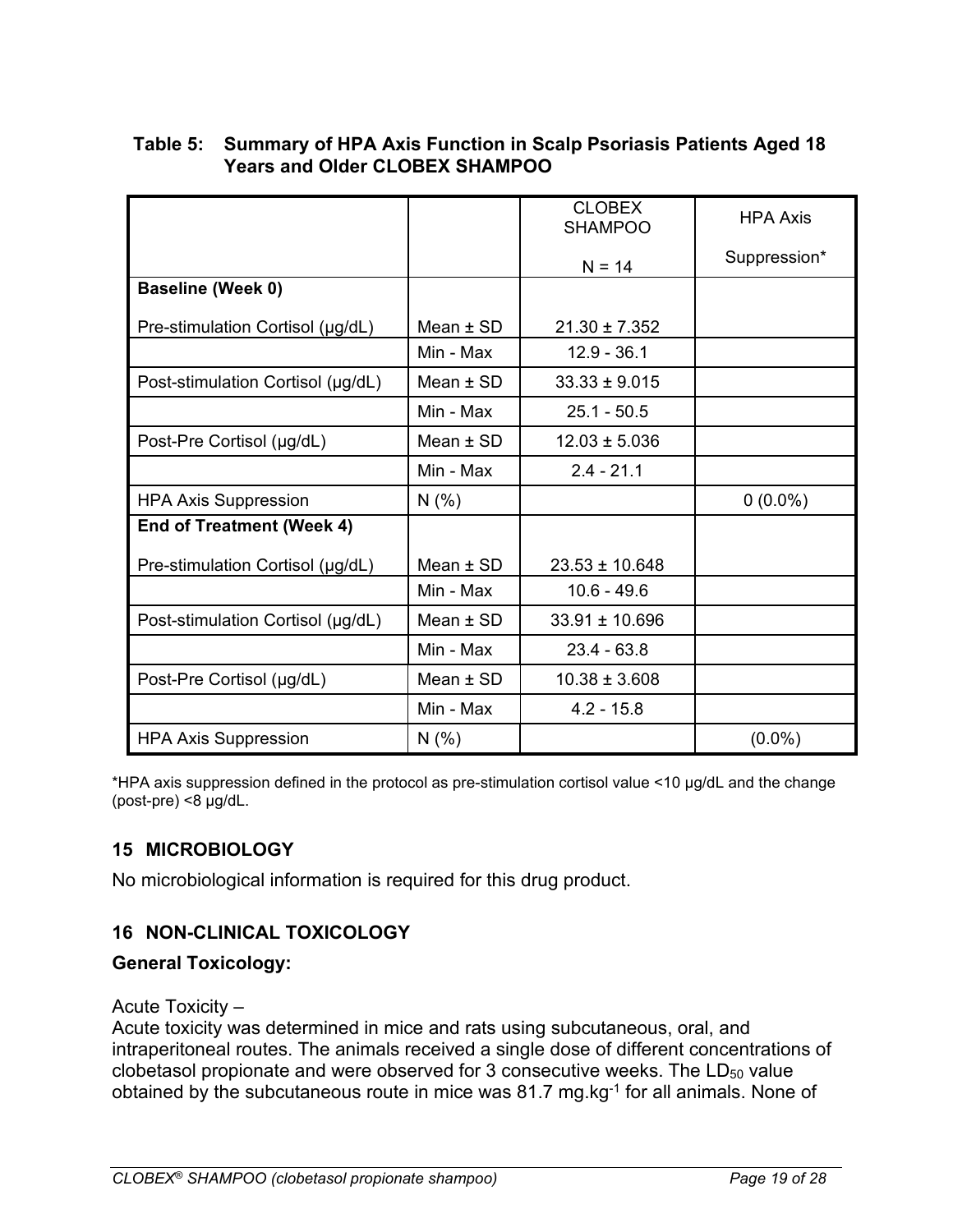**Table 5: Summary of HPA Axis Function in Scalp Psoriasis Patients Aged 18 Years and Older CLOBEX SHAMPOO**

| | | CLOBEX SHAMPOO<br><br>N = 14 | HPA Axis<br><br>Suppression* |
|---|---|---|---|
| **Baseline (Week 0)**<br><br>Pre-stimulation Cortisol (µg/dL) | Mean ± SD | 21.30 ± 7.352 | |
| | Min - Max | 12.9 - 36.1 | |
| Post-stimulation Cortisol (µg/dL) | Mean ± SD | 33.33 ± 9.015 | |
| | Min - Max | 25.1 - 50.5 | |
| Post-Pre Cortisol (µg/dL) | Mean ± SD | 12.03 ± 5.036 | |
| | Min - Max | 2.4 - 21.1 | |
| HPA Axis Suppression | N (%) | | 0 (0.0%) |
| **End of Treatment (Week 4)**<br><br>Pre-stimulation Cortisol (µg/dL) | Mean ± SD | 23.53 ± 10.648 | |
| | Min - Max | 10.6 - 49.6 | |
| Post-stimulation Cortisol (µg/dL) | Mean ± SD | 33.91 ± 10.696 | |
| | Min - Max | 23.4 - 63.8 | |
| Post-Pre Cortisol (µg/dL) | Mean ± SD | 10.38 ± 3.608 | |
| | Min - Max | 4.2 - 15.8 | |
| HPA Axis Suppression | N (%) | | (0.0%) |

*HPA axis suppression defined in the protocol as pre-stimulation cortisol value <10 µg/dL and the change (post-pre) <8 µg/dL.

## 15 MICROBIOLOGY

No microbiological information is required for this drug product.

## 16 NON-CLINICAL TOXICOLOGY

### General Toxicology:

Acute Toxicity –

Acute toxicity was determined in mice and rats using subcutaneous, oral, and intraperitoneal routes. The animals received a single dose of different concentrations of clobetasol propionate and were observed for 3 consecutive weeks. The $LD_{50}$ value obtained by the subcutaneous route in mice was 81.7 $mg.kg^{-1}$ for all animals. None of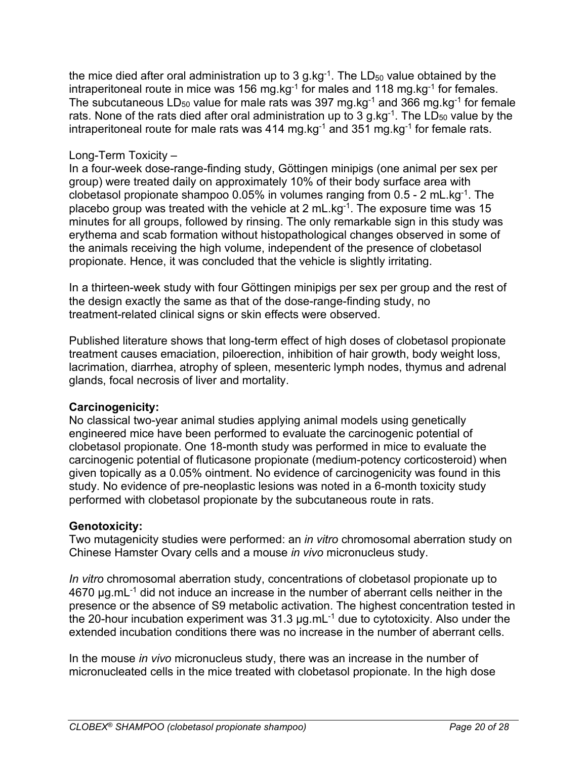the mice died after oral administration up to 3 $g.kg^{-1}$. The $LD_{50}$ value obtained by the intraperitoneal route in mice was 156 $mg.kg^{-1}$ for males and 118 $mg.kg^{-1}$ for females. The subcutaneous $LD_{50}$ value for male rats was 397 $mg.kg^{-1}$ and 366 $mg.kg^{-1}$ for female rats. None of the rats died after oral administration up to 3 $g.kg^{-1}$. The $LD_{50}$ value by the intraperitoneal route for male rats was 414 $mg.kg^{-1}$ and 351 $mg.kg^{-1}$ for female rats.

Long-Term Toxicity –
In a four-week dose-range-finding study, Göttingen minipigs (one animal per sex per group) were treated daily on approximately 10% of their body surface area with clobetasol propionate shampoo 0.05% in volumes ranging from 0.5 - 2 $mL.kg^{-1}$. The placebo group was treated with the vehicle at 2 $mL.kg^{-1}$. The exposure time was 15 minutes for all groups, followed by rinsing. The only remarkable sign in this study was erythema and scab formation without histopathological changes observed in some of the animals receiving the high volume, independent of the presence of clobetasol propionate. Hence, it was concluded that the vehicle is slightly irritating.

In a thirteen-week study with four Göttingen minipigs per sex per group and the rest of the design exactly the same as that of the dose-range-finding study, no treatment-related clinical signs or skin effects were observed.

Published literature shows that long-term effect of high doses of clobetasol propionate treatment causes emaciation, piloerection, inhibition of hair growth, body weight loss, lacrimation, diarrhea, atrophy of spleen, mesenteric lymph nodes, thymus and adrenal glands, focal necrosis of liver and mortality.

**Carcinogenicity:**
No classical two-year animal studies applying animal models using genetically engineered mice have been performed to evaluate the carcinogenic potential of clobetasol propionate. One 18-month study was performed in mice to evaluate the carcinogenic potential of fluticasone propionate (medium-potency corticosteroid) when given topically as a 0.05% ointment. No evidence of carcinogenicity was found in this study. No evidence of pre-neoplastic lesions was noted in a 6-month toxicity study performed with clobetasol propionate by the subcutaneous route in rats.

**Genotoxicity:**
Two mutagenicity studies were performed: an *in vitro* chromosomal aberration study on Chinese Hamster Ovary cells and a mouse *in vivo* micronucleus study.

*In vitro* chromosomal aberration study, concentrations of clobetasol propionate up to 4670 $\mu g.mL^{-1}$ did not induce an increase in the number of aberrant cells neither in the presence or the absence of S9 metabolic activation. The highest concentration tested in the 20-hour incubation experiment was 31.3 $\mu g.mL^{-1}$ due to cytotoxicity. Also under the extended incubation conditions there was no increase in the number of aberrant cells.

In the mouse *in vivo* micronucleus study, there was an increase in the number of micronucleated cells in the mice treated with clobetasol propionate. In the high dose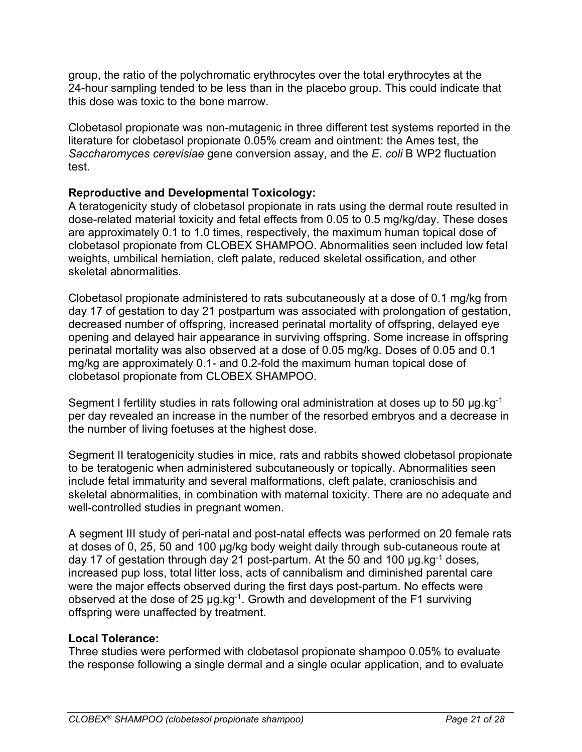group, the ratio of the polychromatic erythrocytes over the total erythrocytes at the 24-hour sampling tended to be less than in the placebo group. This could indicate that this dose was toxic to the bone marrow.

Clobetasol propionate was non-mutagenic in three different test systems reported in the literature for clobetasol propionate 0.05% cream and ointment: the Ames test, the *Saccharomyces cerevisiae* gene conversion assay, and the *E. coli* B WP2 fluctuation test.

**Reproductive and Developmental Toxicology:**
A teratogenicity study of clobetasol propionate in rats using the dermal route resulted in dose-related material toxicity and fetal effects from 0.05 to 0.5 mg/kg/day. These doses are approximately 0.1 to 1.0 times, respectively, the maximum human topical dose of clobetasol propionate from CLOBEX SHAMPOO. Abnormalities seen included low fetal weights, umbilical herniation, cleft palate, reduced skeletal ossification, and other skeletal abnormalities.

Clobetasol propionate administered to rats subcutaneously at a dose of 0.1 mg/kg from day 17 of gestation to day 21 postpartum was associated with prolongation of gestation, decreased number of offspring, increased perinatal mortality of offspring, delayed eye opening and delayed hair appearance in surviving offspring. Some increase in offspring perinatal mortality was also observed at a dose of 0.05 mg/kg. Doses of 0.05 and 0.1 mg/kg are approximately 0.1- and 0.2-fold the maximum human topical dose of clobetasol propionate from CLOBEX SHAMPOO.

Segment I fertility studies in rats following oral administration at doses up to 50 µg.kg$^{-1}$ per day revealed an increase in the number of the resorbed embryos and a decrease in the number of living foetuses at the highest dose.

Segment II teratogenicity studies in mice, rats and rabbits showed clobetasol propionate to be teratogenic when administered subcutaneously or topically. Abnormalities seen include fetal immaturity and several malformations, cleft palate, cranioschisis and skeletal abnormalities, in combination with maternal toxicity. There are no adequate and well-controlled studies in pregnant women.

A segment III study of peri-natal and post-natal effects was performed on 20 female rats at doses of 0, 25, 50 and 100 µg/kg body weight daily through sub-cutaneous route at day 17 of gestation through day 21 post-partum. At the 50 and 100 µg.kg$^{-1}$ doses, increased pup loss, total litter loss, acts of cannibalism and diminished parental care were the major effects observed during the first days post-partum. No effects were observed at the dose of 25 µg.kg$^{-1}$. Growth and development of the F1 surviving offspring were unaffected by treatment.

**Local Tolerance:**
Three studies were performed with clobetasol propionate shampoo 0.05% to evaluate the response following a single dermal and a single ocular application, and to evaluate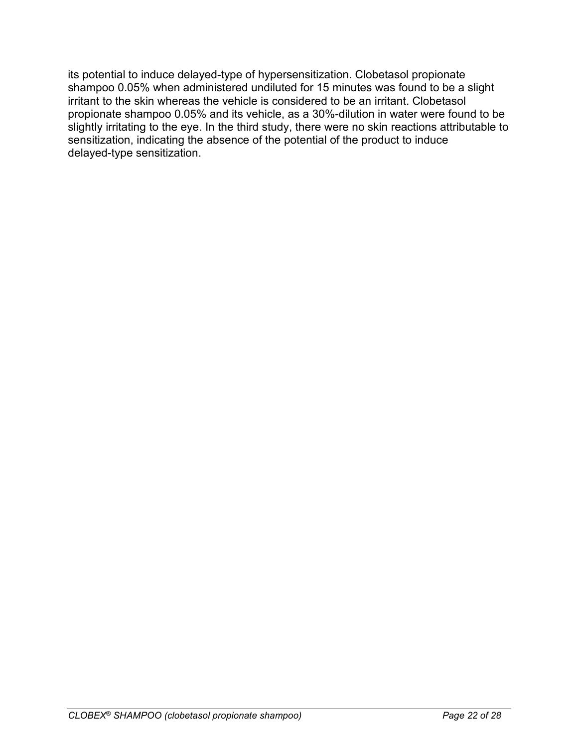its potential to induce delayed-type of hypersensitization. Clobetasol propionate shampoo 0.05% when administered undiluted for 15 minutes was found to be a slight irritant to the skin whereas the vehicle is considered to be an irritant. Clobetasol propionate shampoo 0.05% and its vehicle, as a 30%-dilution in water were found to be slightly irritating to the eye. In the third study, there were no skin reactions attributable to sensitization, indicating the absence of the potential of the product to induce delayed-type sensitization.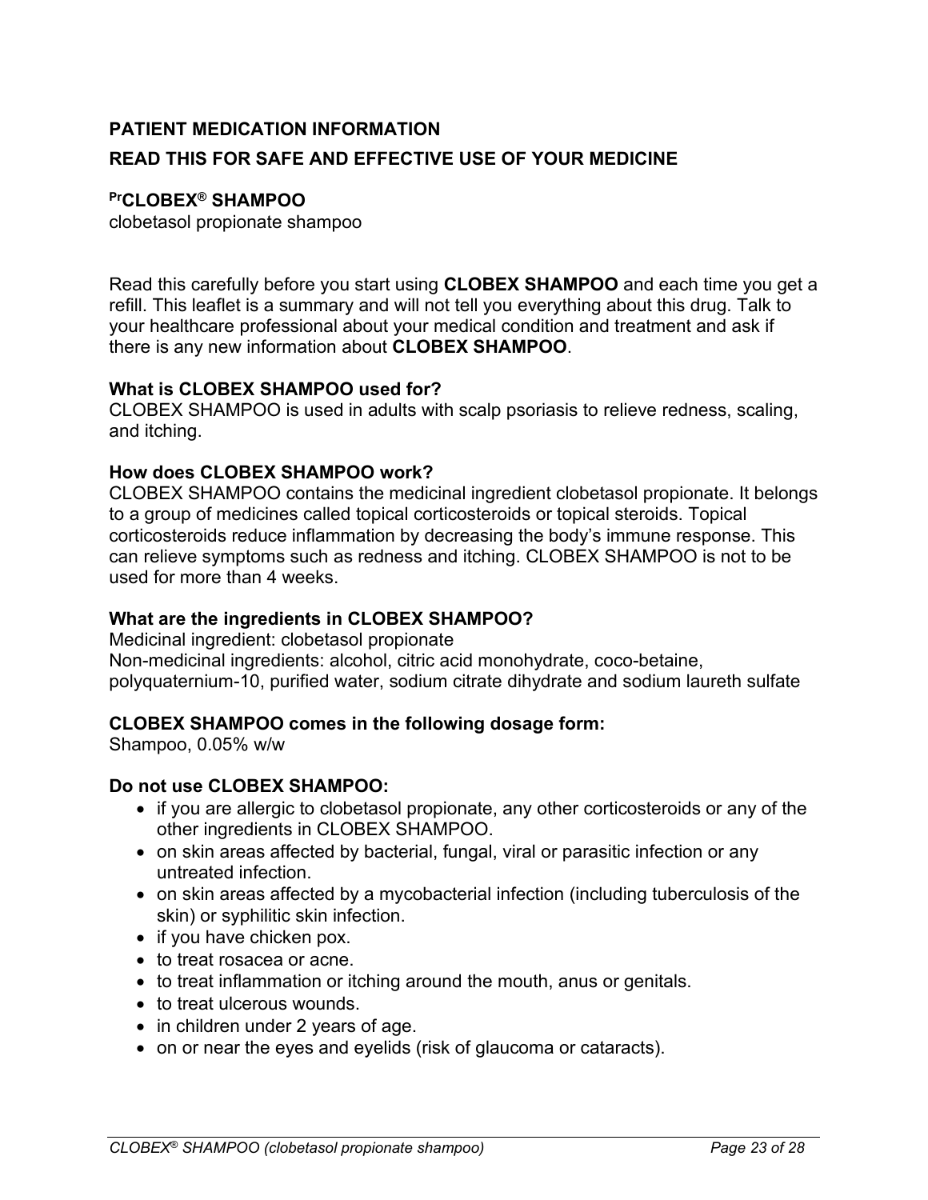**PATIENT MEDICATION INFORMATION**

**READ THIS FOR SAFE AND EFFECTIVE USE OF YOUR MEDICINE**

**[Pr]CLOBEX® SHAMPOO**
clobetasol propionate shampoo

Read this carefully before you start using **CLOBEX SHAMPOO** and each time you get a refill. This leaflet is a summary and will not tell you everything about this drug. Talk to your healthcare professional about your medical condition and treatment and ask if there is any new information about **CLOBEX SHAMPOO**.

**What is CLOBEX SHAMPOO used for?**
CLOBEX SHAMPOO is used in adults with scalp psoriasis to relieve redness, scaling, and itching.

**How does CLOBEX SHAMPOO work?**
CLOBEX SHAMPOO contains the medicinal ingredient clobetasol propionate. It belongs to a group of medicines called topical corticosteroids or topical steroids. Topical corticosteroids reduce inflammation by decreasing the body's immune response. This can relieve symptoms such as redness and itching. CLOBEX SHAMPOO is not to be used for more than 4 weeks.

**What are the ingredients in CLOBEX SHAMPOO?**
Medicinal ingredient: clobetasol propionate
Non-medicinal ingredients: alcohol, citric acid monohydrate, coco-betaine, polyquaternium-10, purified water, sodium citrate dihydrate and sodium laureth sulfate

**CLOBEX SHAMPOO comes in the following dosage form:**
Shampoo, 0.05% w/w

**Do not use CLOBEX SHAMPOO:**

- if you are allergic to clobetasol propionate, any other corticosteroids or any of the other ingredients in CLOBEX SHAMPOO.
- on skin areas affected by bacterial, fungal, viral or parasitic infection or any untreated infection.
- on skin areas affected by a mycobacterial infection (including tuberculosis of the skin) or syphilitic skin infection.
- if you have chicken pox.
- to treat rosacea or acne.
- to treat inflammation or itching around the mouth, anus or genitals.
- to treat ulcerous wounds.
- in children under 2 years of age.
- on or near the eyes and eyelids (risk of glaucoma or cataracts).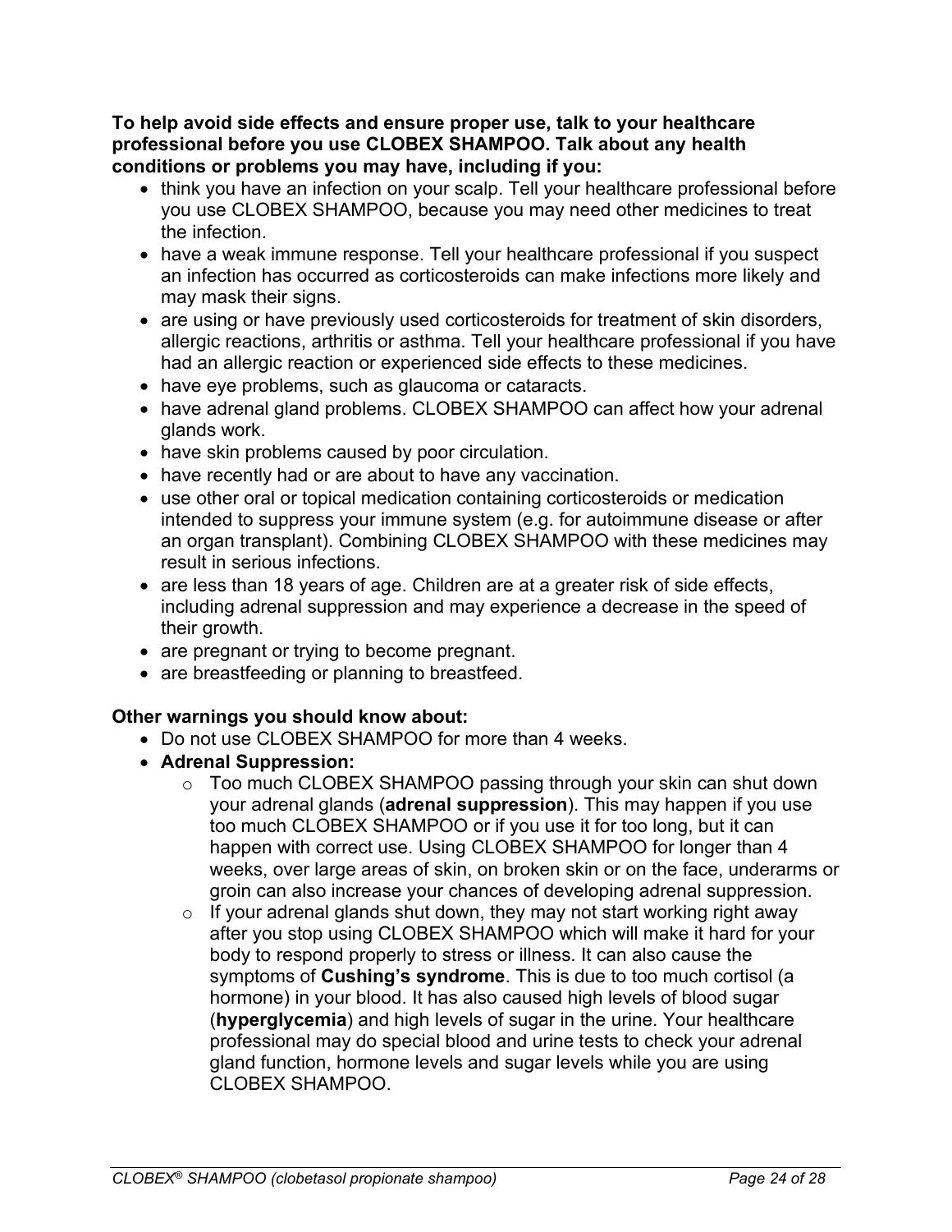**To help avoid side effects and ensure proper use, talk to your healthcare professional before you use CLOBEX SHAMPOO. Talk about any health conditions or problems you may have, including if you:**

- think you have an infection on your scalp. Tell your healthcare professional before you use CLOBEX SHAMPOO, because you may need other medicines to treat the infection.
- have a weak immune response. Tell your healthcare professional if you suspect an infection has occurred as corticosteroids can make infections more likely and may mask their signs.
- are using or have previously used corticosteroids for treatment of skin disorders, allergic reactions, arthritis or asthma. Tell your healthcare professional if you have had an allergic reaction or experienced side effects to these medicines.
- have eye problems, such as glaucoma or cataracts.
- have adrenal gland problems. CLOBEX SHAMPOO can affect how your adrenal glands work.
- have skin problems caused by poor circulation.
- have recently had or are about to have any vaccination.
- use other oral or topical medication containing corticosteroids or medication intended to suppress your immune system (e.g. for autoimmune disease or after an organ transplant). Combining CLOBEX SHAMPOO with these medicines may result in serious infections.
- are less than 18 years of age. Children are at a greater risk of side effects, including adrenal suppression and may experience a decrease in the speed of their growth.
- are pregnant or trying to become pregnant.
- are breastfeeding or planning to breastfeed.

**Other warnings you should know about:**

- Do not use CLOBEX SHAMPOO for more than 4 weeks.
- **Adrenal Suppression:**
  - Too much CLOBEX SHAMPOO passing through your skin can shut down your adrenal glands (**adrenal suppression**). This may happen if you use too much CLOBEX SHAMPOO or if you use it for too long, but it can happen with correct use. Using CLOBEX SHAMPOO for longer than 4 weeks, over large areas of skin, on broken skin or on the face, underarms or groin can also increase your chances of developing adrenal suppression.
  - If your adrenal glands shut down, they may not start working right away after you stop using CLOBEX SHAMPOO which will make it hard for your body to respond properly to stress or illness. It can also cause the symptoms of **Cushing's syndrome**. This is due to too much cortisol (a hormone) in your blood. It has also caused high levels of blood sugar (**hyperglycemia**) and high levels of sugar in the urine. Your healthcare professional may do special blood and urine tests to check your adrenal gland function, hormone levels and sugar levels while you are using CLOBEX SHAMPOO.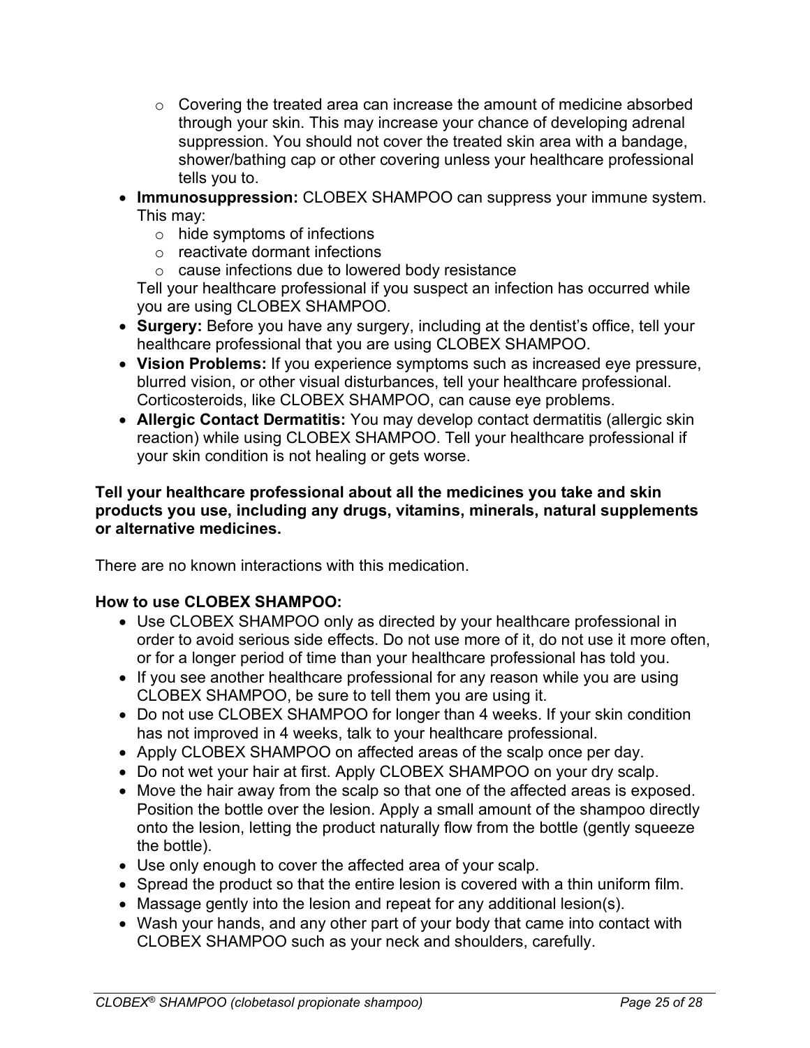- Covering the treated area can increase the amount of medicine absorbed through your skin. This may increase your chance of developing adrenal suppression. You should not cover the treated skin area with a bandage, shower/bathing cap or other covering unless your healthcare professional tells you to.
- **Immunosuppression:** CLOBEX SHAMPOO can suppress your immune system. This may:
  - hide symptoms of infections
  - reactivate dormant infections
  - cause infections due to lowered body resistance

  Tell your healthcare professional if you suspect an infection has occurred while you are using CLOBEX SHAMPOO.
- **Surgery:** Before you have any surgery, including at the dentist's office, tell your healthcare professional that you are using CLOBEX SHAMPOO.
- **Vision Problems:** If you experience symptoms such as increased eye pressure, blurred vision, or other visual disturbances, tell your healthcare professional. Corticosteroids, like CLOBEX SHAMPOO, can cause eye problems.
- **Allergic Contact Dermatitis:** You may develop contact dermatitis (allergic skin reaction) while using CLOBEX SHAMPOO. Tell your healthcare professional if your skin condition is not healing or gets worse.

**Tell your healthcare professional about all the medicines you take and skin products you use, including any drugs, vitamins, minerals, natural supplements or alternative medicines.**

There are no known interactions with this medication.

**How to use CLOBEX SHAMPOO:**

- Use CLOBEX SHAMPOO only as directed by your healthcare professional in order to avoid serious side effects. Do not use more of it, do not use it more often, or for a longer period of time than your healthcare professional has told you.
- If you see another healthcare professional for any reason while you are using CLOBEX SHAMPOO, be sure to tell them you are using it.
- Do not use CLOBEX SHAMPOO for longer than 4 weeks. If your skin condition has not improved in 4 weeks, talk to your healthcare professional.
- Apply CLOBEX SHAMPOO on affected areas of the scalp once per day.
- Do not wet your hair at first. Apply CLOBEX SHAMPOO on your dry scalp.
- Move the hair away from the scalp so that one of the affected areas is exposed. Position the bottle over the lesion. Apply a small amount of the shampoo directly onto the lesion, letting the product naturally flow from the bottle (gently squeeze the bottle).
- Use only enough to cover the affected area of your scalp.
- Spread the product so that the entire lesion is covered with a thin uniform film.
- Massage gently into the lesion and repeat for any additional lesion(s).
- Wash your hands, and any other part of your body that came into contact with CLOBEX SHAMPOO such as your neck and shoulders, carefully.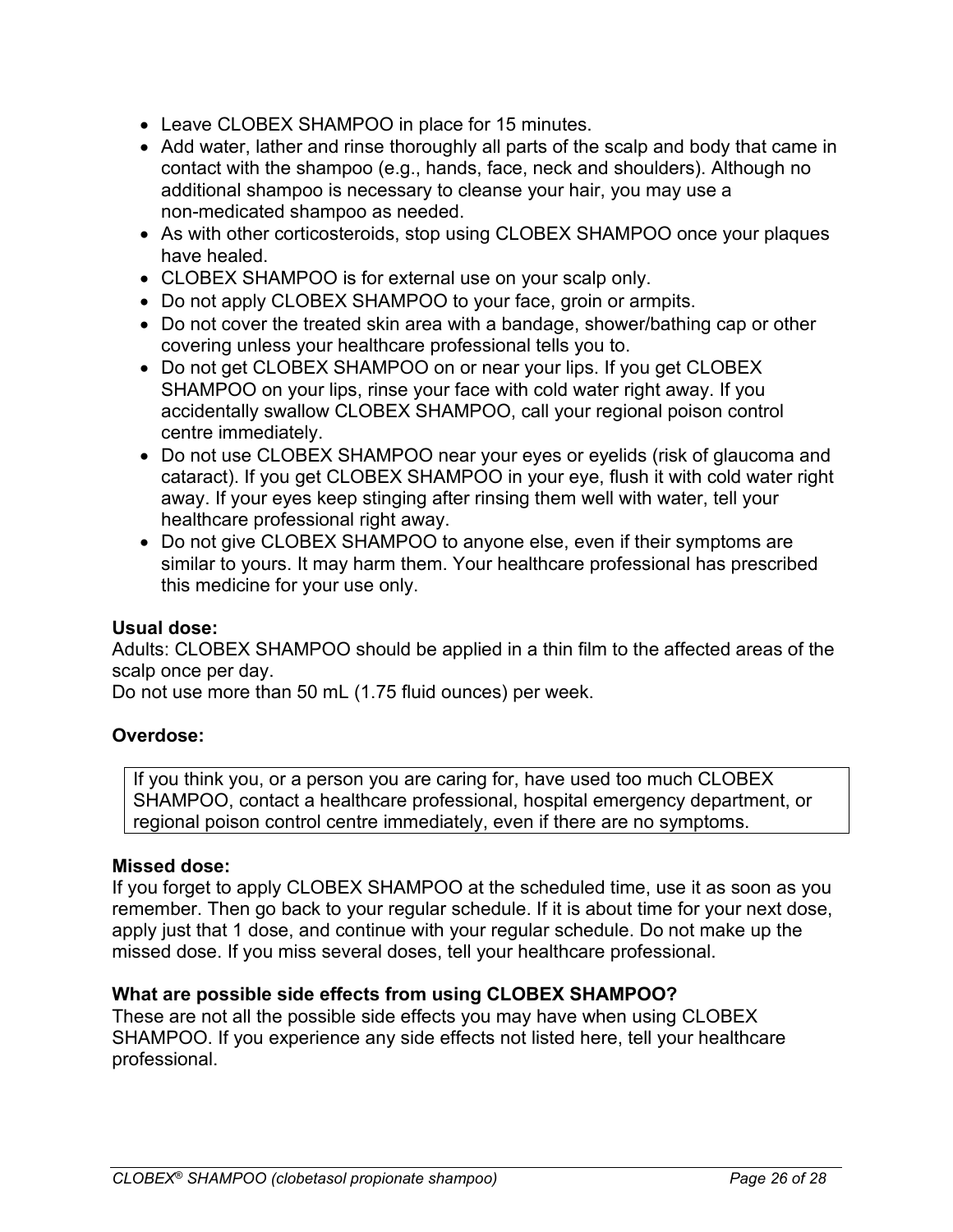- Leave CLOBEX SHAMPOO in place for 15 minutes.
- Add water, lather and rinse thoroughly all parts of the scalp and body that came in contact with the shampoo (e.g., hands, face, neck and shoulders). Although no additional shampoo is necessary to cleanse your hair, you may use a non-medicated shampoo as needed.
- As with other corticosteroids, stop using CLOBEX SHAMPOO once your plaques have healed.
- CLOBEX SHAMPOO is for external use on your scalp only.
- Do not apply CLOBEX SHAMPOO to your face, groin or armpits.
- Do not cover the treated skin area with a bandage, shower/bathing cap or other covering unless your healthcare professional tells you to.
- Do not get CLOBEX SHAMPOO on or near your lips. If you get CLOBEX SHAMPOO on your lips, rinse your face with cold water right away. If you accidentally swallow CLOBEX SHAMPOO, call your regional poison control centre immediately.
- Do not use CLOBEX SHAMPOO near your eyes or eyelids (risk of glaucoma and cataract). If you get CLOBEX SHAMPOO in your eye, flush it with cold water right away. If your eyes keep stinging after rinsing them well with water, tell your healthcare professional right away.
- Do not give CLOBEX SHAMPOO to anyone else, even if their symptoms are similar to yours. It may harm them. Your healthcare professional has prescribed this medicine for your use only.

**Usual dose:**

Adults: CLOBEX SHAMPOO should be applied in a thin film to the affected areas of the scalp once per day.

Do not use more than 50 mL (1.75 fluid ounces) per week.

**Overdose:**

| If you think you, or a person you are caring for, have used too much CLOBEX SHAMPOO, contact a healthcare professional, hospital emergency department, or regional poison control centre immediately, even if there are no symptoms. |
|---|

**Missed dose:**

If you forget to apply CLOBEX SHAMPOO at the scheduled time, use it as soon as you remember. Then go back to your regular schedule. If it is about time for your next dose, apply just that 1 dose, and continue with your regular schedule. Do not make up the missed dose. If you miss several doses, tell your healthcare professional.

**What are possible side effects from using CLOBEX SHAMPOO?**

These are not all the possible side effects you may have when using CLOBEX SHAMPOO. If you experience any side effects not listed here, tell your healthcare professional.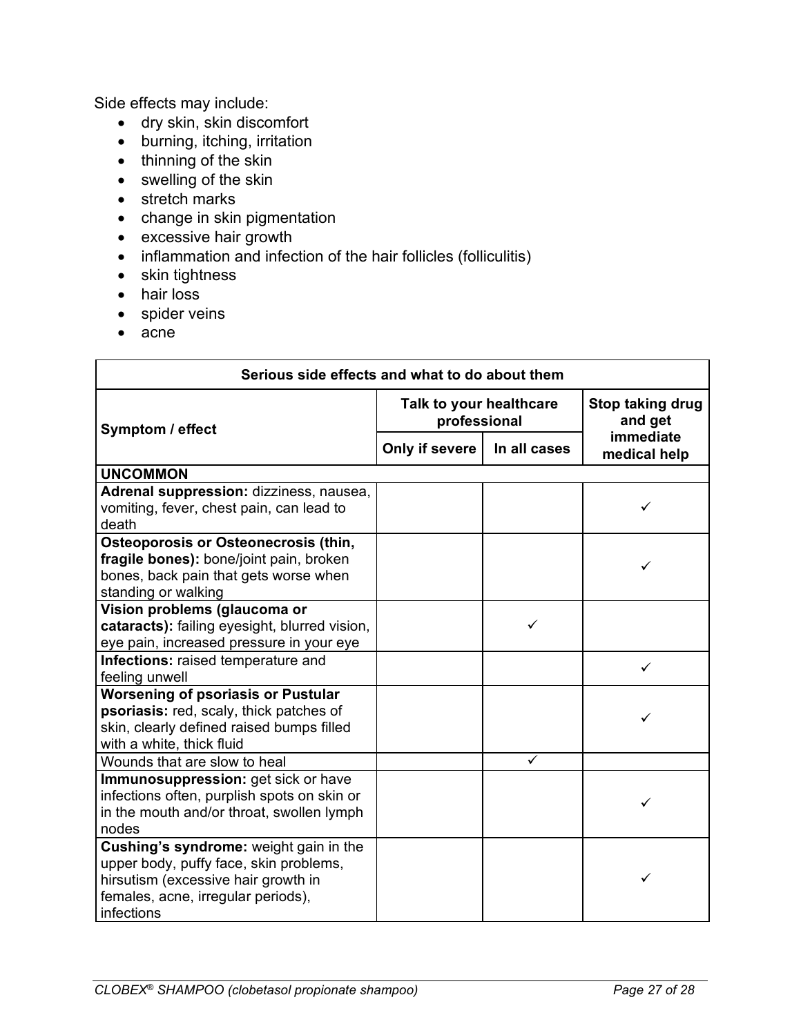Side effects may include:

- dry skin, skin discomfort
- burning, itching, irritation
- thinning of the skin
- swelling of the skin
- stretch marks
- change in skin pigmentation
- excessive hair growth
- inflammation and infection of the hair follicles (folliculitis)
- skin tightness
- hair loss
- spider veins
- acne

| Serious side effects and what to do about them | | | |
|---|---|---|---|
| **Symptom / effect** | **Talk to your healthcare professional** | | **Stop taking drug and get immediate medical help** |
| | **Only if severe** | **In all cases** | |
| **UNCOMMON** | | | |
| **Adrenal suppression:** dizziness, nausea, vomiting, fever, chest pain, can lead to death | | | ✓ |
| **Osteoporosis or Osteonecrosis (thin, fragile bones):** bone/joint pain, broken bones, back pain that gets worse when standing or walking | | | ✓ |
| **Vision problems (glaucoma or cataracts):** failing eyesight, blurred vision, eye pain, increased pressure in your eye | | ✓ | |
| **Infections:** raised temperature and feeling unwell | | | ✓ |
| **Worsening of psoriasis or Pustular psoriasis:** red, scaly, thick patches of skin, clearly defined raised bumps filled with a white, thick fluid | | | ✓ |
| Wounds that are slow to heal | | ✓ | |
| **Immunosuppression:** get sick or have infections often, purplish spots on skin or in the mouth and/or throat, swollen lymph nodes | | | ✓ |
| **Cushing's syndrome:** weight gain in the upper body, puffy face, skin problems, hirsutism (excessive hair growth in females, acne, irregular periods), infections | | | ✓ |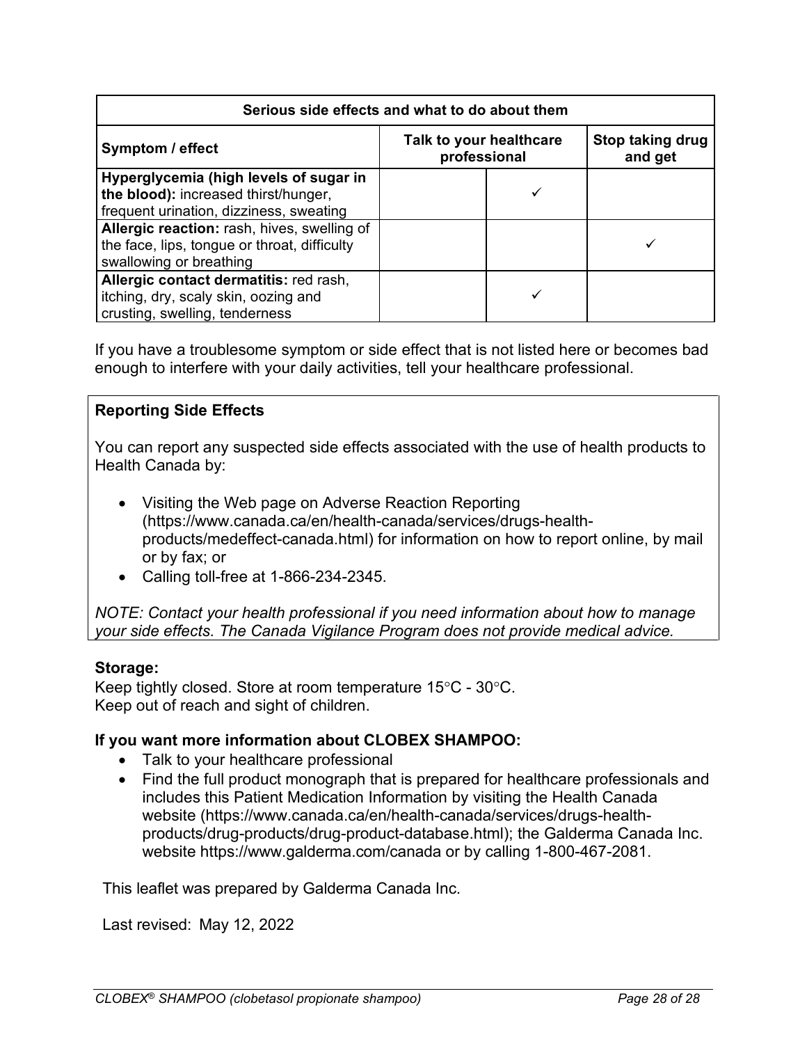| Serious side effects and what to do about them | | | |
|---|---|---|---|
| **Symptom / effect** | **Talk to your healthcare professional** | | **Stop taking drug and get** |
| **Hyperglycemia (high levels of sugar in the blood):** increased thirst/hunger, frequent urination, dizziness, sweating | | ✓ | |
| **Allergic reaction:** rash, hives, swelling of the face, lips, tongue or throat, difficulty swallowing or breathing | | | ✓ |
| **Allergic contact dermatitis:** red rash, itching, dry, scaly skin, oozing and crusting, swelling, tenderness | | ✓ | |

If you have a troublesome symptom or side effect that is not listed here or becomes bad enough to interfere with your daily activities, tell your healthcare professional.

**Reporting Side Effects**

You can report any suspected side effects associated with the use of health products to Health Canada by:

- Visiting the Web page on Adverse Reaction Reporting (https://www.canada.ca/en/health-canada/services/drugs-health-products/medeffect-canada.html) for information on how to report online, by mail or by fax; or
- Calling toll-free at 1-866-234-2345.

*NOTE: Contact your health professional if you need information about how to manage your side effects. The Canada Vigilance Program does not provide medical advice.*

**Storage:**

Keep tightly closed. Store at room temperature 15°C - 30°C.
Keep out of reach and sight of children.

**If you want more information about CLOBEX SHAMPOO:**

- Talk to your healthcare professional
- Find the full product monograph that is prepared for healthcare professionals and includes this Patient Medication Information by visiting the Health Canada website (https://www.canada.ca/en/health-canada/services/drugs-health-products/drug-products/drug-product-database.html); the Galderma Canada Inc. website https://www.galderma.com/canada or by calling 1-800-467-2081.

This leaflet was prepared by Galderma Canada Inc.

Last revised: May 12, 2022